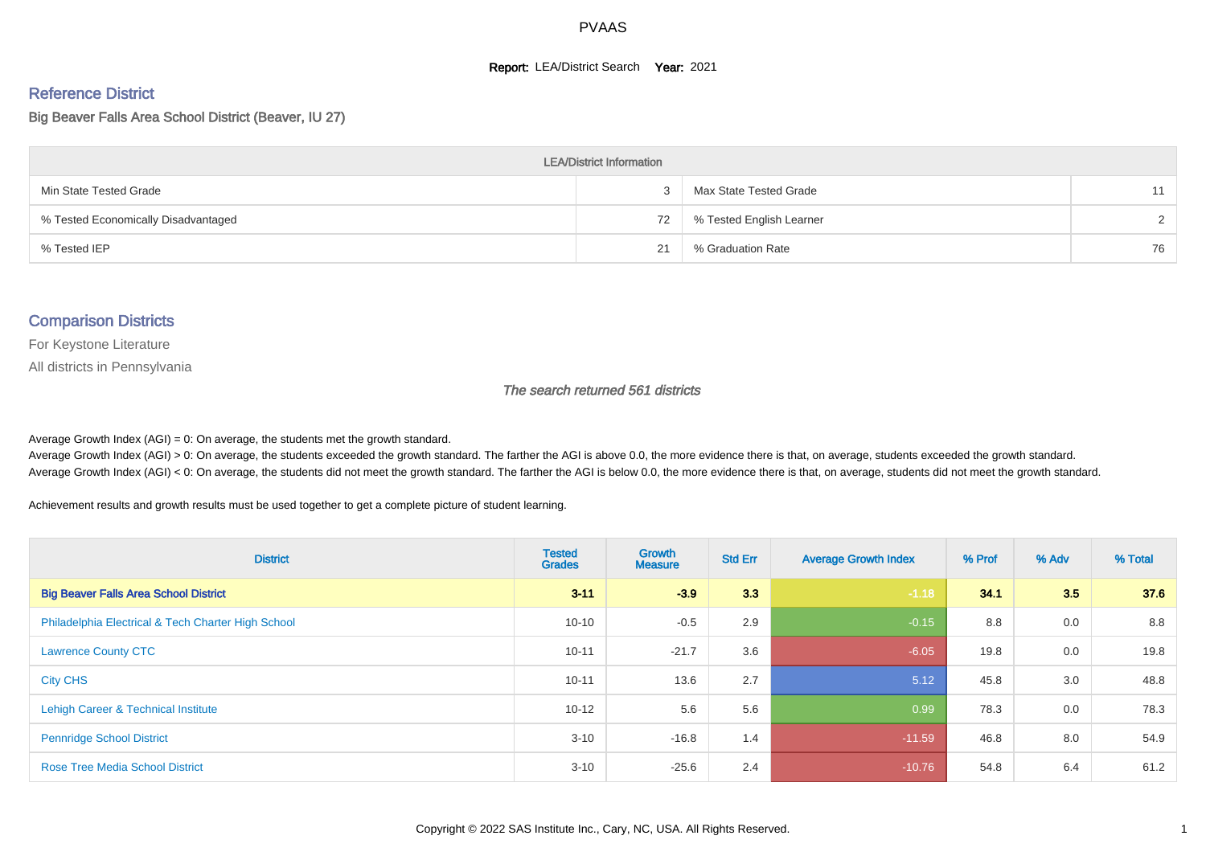PVAAS

**Report:** LEA/District Search **Year:** 2021

## Reference District

### Big Beaver Falls Area School District (Beaver, IU 27)

| LEA/District Information | | | |
|---|---|---|---|
| Min State Tested Grade | 3 | Max State Tested Grade | 11 |
| % Tested Economically Disadvantaged | 72 | % Tested English Learner | 2 |
| % Tested IEP | 21 | % Graduation Rate | 76 |

## Comparison Districts

For Keystone Literature

All districts in Pennsylvania

*The search returned 561 districts*

Average Growth Index (AGI) = 0: On average, the students met the growth standard.
Average Growth Index (AGI) > 0: On average, the students exceeded the growth standard. The farther the AGI is above 0.0, the more evidence there is that, on average, students exceeded the growth standard.
Average Growth Index (AGI) < 0: On average, the students did not meet the growth standard. The farther the AGI is below 0.0, the more evidence there is that, on average, students did not meet the growth standard.

Achievement results and growth results must be used together to get a complete picture of student learning.

| District | Tested Grades | Growth Measure | Std Err | Average Growth Index | % Prof | % Adv | % Total |
|---|---|---|---|---|---|---|---|
| **Big Beaver Falls Area School District** | **3-11** | **-3.9** | **3.3** | **-1.18** | **34.1** | **3.5** | **37.6** |
| Philadelphia Electrical & Tech Charter High School | 10-10 | -0.5 | 2.9 | -0.15 | 8.8 | 0.0 | 8.8 |
| Lawrence County CTC | 10-11 | -21.7 | 3.6 | -6.05 | 19.8 | 0.0 | 19.8 |
| City CHS | 10-11 | 13.6 | 2.7 | 5.12 | 45.8 | 3.0 | 48.8 |
| Lehigh Career & Technical Institute | 10-12 | 5.6 | 5.6 | 0.99 | 78.3 | 0.0 | 78.3 |
| Pennridge School District | 3-10 | -16.8 | 1.4 | -11.59 | 46.8 | 8.0 | 54.9 |
| Rose Tree Media School District | 3-10 | -25.6 | 2.4 | -10.76 | 54.8 | 6.4 | 61.2 |

Copyright © 2022 SAS Institute Inc., Cary, NC, USA. All Rights Reserved.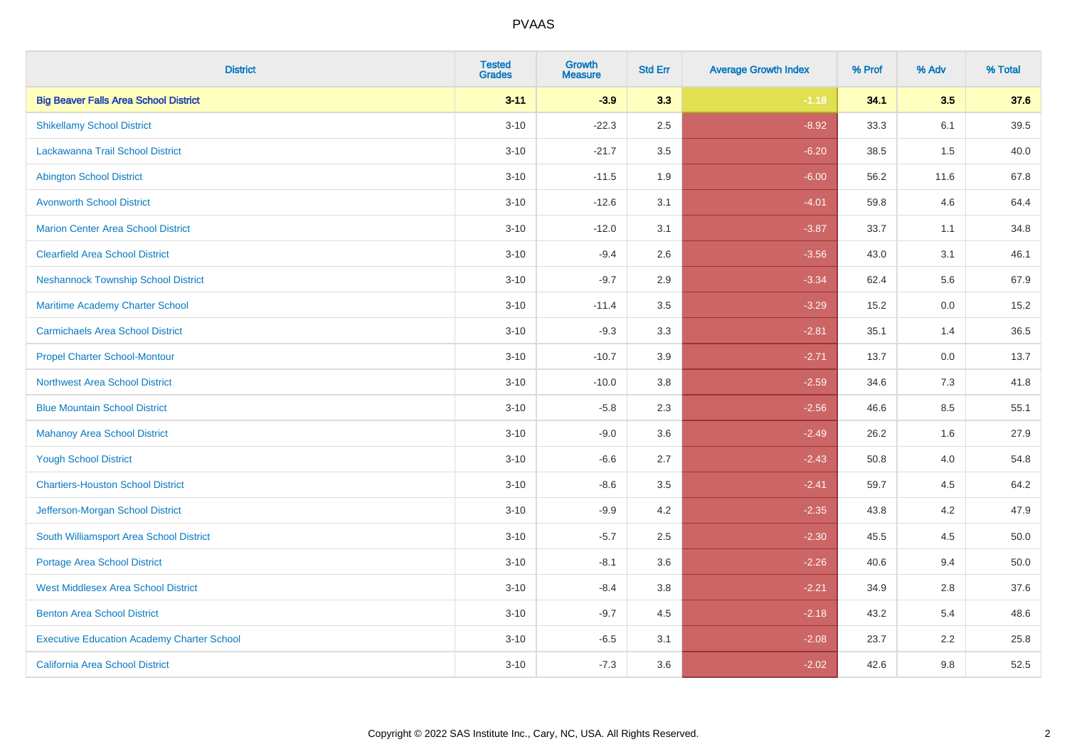| District | Tested Grades | Growth Measure | Std Err | Average Growth Index | % Prof | % Adv | % Total |
|---|---|---|---|---|---|---|---|
| **Big Beaver Falls Area School District** | **3-11** | **-3.9** | **3.3** | **-1.18** | **34.1** | **3.5** | **37.6** |
| Shikellamy School District | 3-10 | -22.3 | 2.5 | -8.92 | 33.3 | 6.1 | 39.5 |
| Lackawanna Trail School District | 3-10 | -21.7 | 3.5 | -6.20 | 38.5 | 1.5 | 40.0 |
| Abington School District | 3-10 | -11.5 | 1.9 | -6.00 | 56.2 | 11.6 | 67.8 |
| Avonworth School District | 3-10 | -12.6 | 3.1 | -4.01 | 59.8 | 4.6 | 64.4 |
| Marion Center Area School District | 3-10 | -12.0 | 3.1 | -3.87 | 33.7 | 1.1 | 34.8 |
| Clearfield Area School District | 3-10 | -9.4 | 2.6 | -3.56 | 43.0 | 3.1 | 46.1 |
| Neshannock Township School District | 3-10 | -9.7 | 2.9 | -3.34 | 62.4 | 5.6 | 67.9 |
| Maritime Academy Charter School | 3-10 | -11.4 | 3.5 | -3.29 | 15.2 | 0.0 | 15.2 |
| Carmichaels Area School District | 3-10 | -9.3 | 3.3 | -2.81 | 35.1 | 1.4 | 36.5 |
| Propel Charter School-Montour | 3-10 | -10.7 | 3.9 | -2.71 | 13.7 | 0.0 | 13.7 |
| Northwest Area School District | 3-10 | -10.0 | 3.8 | -2.59 | 34.6 | 7.3 | 41.8 |
| Blue Mountain School District | 3-10 | -5.8 | 2.3 | -2.56 | 46.6 | 8.5 | 55.1 |
| Mahanoy Area School District | 3-10 | -9.0 | 3.6 | -2.49 | 26.2 | 1.6 | 27.9 |
| Yough School District | 3-10 | -6.6 | 2.7 | -2.43 | 50.8 | 4.0 | 54.8 |
| Chartiers-Houston School District | 3-10 | -8.6 | 3.5 | -2.41 | 59.7 | 4.5 | 64.2 |
| Jefferson-Morgan School District | 3-10 | -9.9 | 4.2 | -2.35 | 43.8 | 4.2 | 47.9 |
| South Williamsport Area School District | 3-10 | -5.7 | 2.5 | -2.30 | 45.5 | 4.5 | 50.0 |
| Portage Area School District | 3-10 | -8.1 | 3.6 | -2.26 | 40.6 | 9.4 | 50.0 |
| West Middlesex Area School District | 3-10 | -8.4 | 3.8 | -2.21 | 34.9 | 2.8 | 37.6 |
| Benton Area School District | 3-10 | -9.7 | 4.5 | -2.18 | 43.2 | 5.4 | 48.6 |
| Executive Education Academy Charter School | 3-10 | -6.5 | 3.1 | -2.08 | 23.7 | 2.2 | 25.8 |
| California Area School District | 3-10 | -7.3 | 3.6 | -2.02 | 42.6 | 9.8 | 52.5 |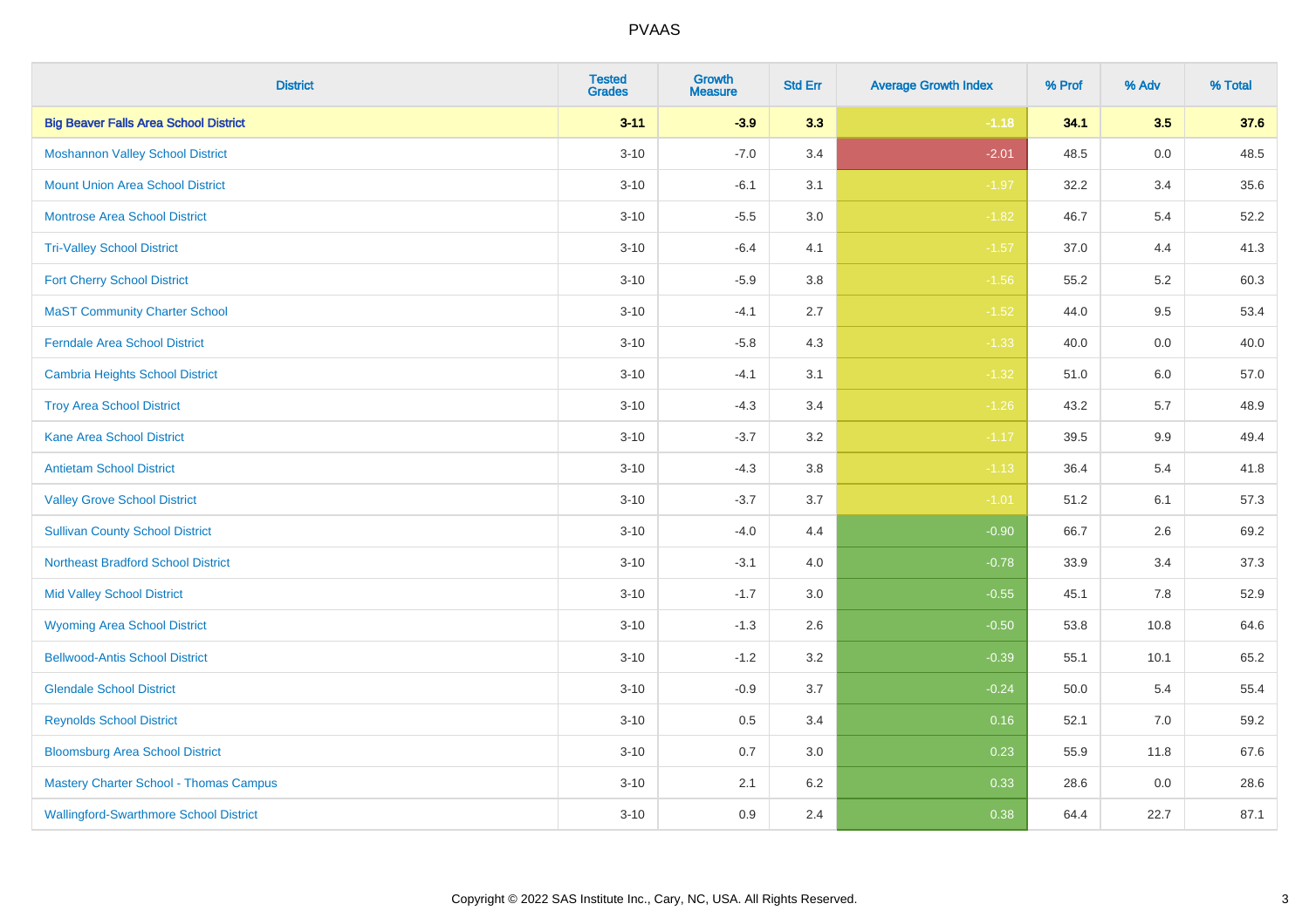# PVAAS

| District | Tested Grades | Growth Measure | Std Err | Average Growth Index | % Prof | % Adv | % Total |
|---|---|---|---|---|---|---|---|
| **Big Beaver Falls Area School District** | **3-11** | **-3.9** | **3.3** | **-1.18** | **34.1** | **3.5** | **37.6** |
| Moshannon Valley School District | 3-10 | -7.0 | 3.4 | -2.01 | 48.5 | 0.0 | 48.5 |
| Mount Union Area School District | 3-10 | -6.1 | 3.1 | -1.97 | 32.2 | 3.4 | 35.6 |
| Montrose Area School District | 3-10 | -5.5 | 3.0 | -1.82 | 46.7 | 5.4 | 52.2 |
| Tri-Valley School District | 3-10 | -6.4 | 4.1 | -1.57 | 37.0 | 4.4 | 41.3 |
| Fort Cherry School District | 3-10 | -5.9 | 3.8 | -1.56 | 55.2 | 5.2 | 60.3 |
| MaST Community Charter School | 3-10 | -4.1 | 2.7 | -1.52 | 44.0 | 9.5 | 53.4 |
| Ferndale Area School District | 3-10 | -5.8 | 4.3 | -1.33 | 40.0 | 0.0 | 40.0 |
| Cambria Heights School District | 3-10 | -4.1 | 3.1 | -1.32 | 51.0 | 6.0 | 57.0 |
| Troy Area School District | 3-10 | -4.3 | 3.4 | -1.26 | 43.2 | 5.7 | 48.9 |
| Kane Area School District | 3-10 | -3.7 | 3.2 | -1.17 | 39.5 | 9.9 | 49.4 |
| Antietam School District | 3-10 | -4.3 | 3.8 | -1.13 | 36.4 | 5.4 | 41.8 |
| Valley Grove School District | 3-10 | -3.7 | 3.7 | -1.01 | 51.2 | 6.1 | 57.3 |
| Sullivan County School District | 3-10 | -4.0 | 4.4 | -0.90 | 66.7 | 2.6 | 69.2 |
| Northeast Bradford School District | 3-10 | -3.1 | 4.0 | -0.78 | 33.9 | 3.4 | 37.3 |
| Mid Valley School District | 3-10 | -1.7 | 3.0 | -0.55 | 45.1 | 7.8 | 52.9 |
| Wyoming Area School District | 3-10 | -1.3 | 2.6 | -0.50 | 53.8 | 10.8 | 64.6 |
| Bellwood-Antis School District | 3-10 | -1.2 | 3.2 | -0.39 | 55.1 | 10.1 | 65.2 |
| Glendale School District | 3-10 | -0.9 | 3.7 | -0.24 | 50.0 | 5.4 | 55.4 |
| Reynolds School District | 3-10 | 0.5 | 3.4 | 0.16 | 52.1 | 7.0 | 59.2 |
| Bloomsburg Area School District | 3-10 | 0.7 | 3.0 | 0.23 | 55.9 | 11.8 | 67.6 |
| Mastery Charter School - Thomas Campus | 3-10 | 2.1 | 6.2 | 0.33 | 28.6 | 0.0 | 28.6 |
| Wallingford-Swarthmore School District | 3-10 | 0.9 | 2.4 | 0.38 | 64.4 | 22.7 | 87.1 |

Copyright © 2022 SAS Institute Inc., Cary, NC, USA. All Rights Reserved.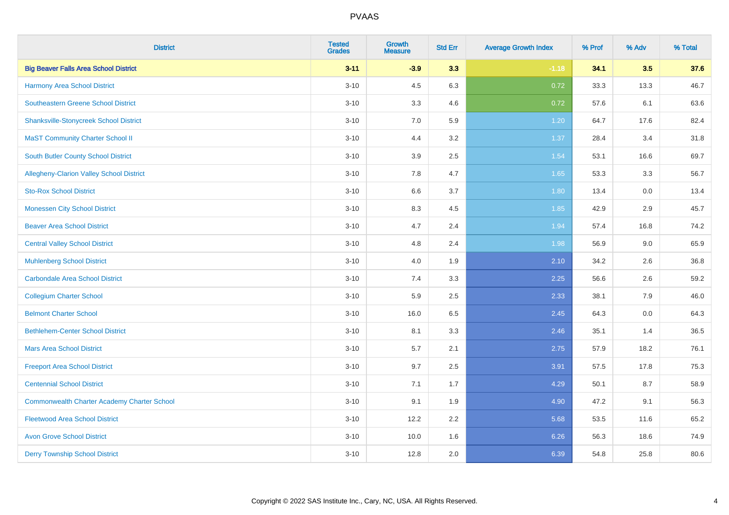# PVAAS

| District | Tested Grades | Growth Measure | Std Err | Average Growth Index | % Prof | % Adv | % Total |
|---|---|---|---|---|---|---|---|
| **Big Beaver Falls Area School District** | **3-11** | **-3.9** | **3.3** | **-1.18** | **34.1** | **3.5** | **37.6** |
| Harmony Area School District | 3-10 | 4.5 | 6.3 | 0.72 | 33.3 | 13.3 | 46.7 |
| Southeastern Greene School District | 3-10 | 3.3 | 4.6 | 0.72 | 57.6 | 6.1 | 63.6 |
| Shanksville-Stonycreek School District | 3-10 | 7.0 | 5.9 | 1.20 | 64.7 | 17.6 | 82.4 |
| MaST Community Charter School II | 3-10 | 4.4 | 3.2 | 1.37 | 28.4 | 3.4 | 31.8 |
| South Butler County School District | 3-10 | 3.9 | 2.5 | 1.54 | 53.1 | 16.6 | 69.7 |
| Allegheny-Clarion Valley School District | 3-10 | 7.8 | 4.7 | 1.65 | 53.3 | 3.3 | 56.7 |
| Sto-Rox School District | 3-10 | 6.6 | 3.7 | 1.80 | 13.4 | 0.0 | 13.4 |
| Monessen City School District | 3-10 | 8.3 | 4.5 | 1.85 | 42.9 | 2.9 | 45.7 |
| Beaver Area School District | 3-10 | 4.7 | 2.4 | 1.94 | 57.4 | 16.8 | 74.2 |
| Central Valley School District | 3-10 | 4.8 | 2.4 | 1.98 | 56.9 | 9.0 | 65.9 |
| Muhlenberg School District | 3-10 | 4.0 | 1.9 | 2.10 | 34.2 | 2.6 | 36.8 |
| Carbondale Area School District | 3-10 | 7.4 | 3.3 | 2.25 | 56.6 | 2.6 | 59.2 |
| Collegium Charter School | 3-10 | 5.9 | 2.5 | 2.33 | 38.1 | 7.9 | 46.0 |
| Belmont Charter School | 3-10 | 16.0 | 6.5 | 2.45 | 64.3 | 0.0 | 64.3 |
| Bethlehem-Center School District | 3-10 | 8.1 | 3.3 | 2.46 | 35.1 | 1.4 | 36.5 |
| Mars Area School District | 3-10 | 5.7 | 2.1 | 2.75 | 57.9 | 18.2 | 76.1 |
| Freeport Area School District | 3-10 | 9.7 | 2.5 | 3.91 | 57.5 | 17.8 | 75.3 |
| Centennial School District | 3-10 | 7.1 | 1.7 | 4.29 | 50.1 | 8.7 | 58.9 |
| Commonwealth Charter Academy Charter School | 3-10 | 9.1 | 1.9 | 4.90 | 47.2 | 9.1 | 56.3 |
| Fleetwood Area School District | 3-10 | 12.2 | 2.2 | 5.68 | 53.5 | 11.6 | 65.2 |
| Avon Grove School District | 3-10 | 10.0 | 1.6 | 6.26 | 56.3 | 18.6 | 74.9 |
| Derry Township School District | 3-10 | 12.8 | 2.0 | 6.39 | 54.8 | 25.8 | 80.6 |

Copyright © 2022 SAS Institute Inc., Cary, NC, USA. All Rights Reserved.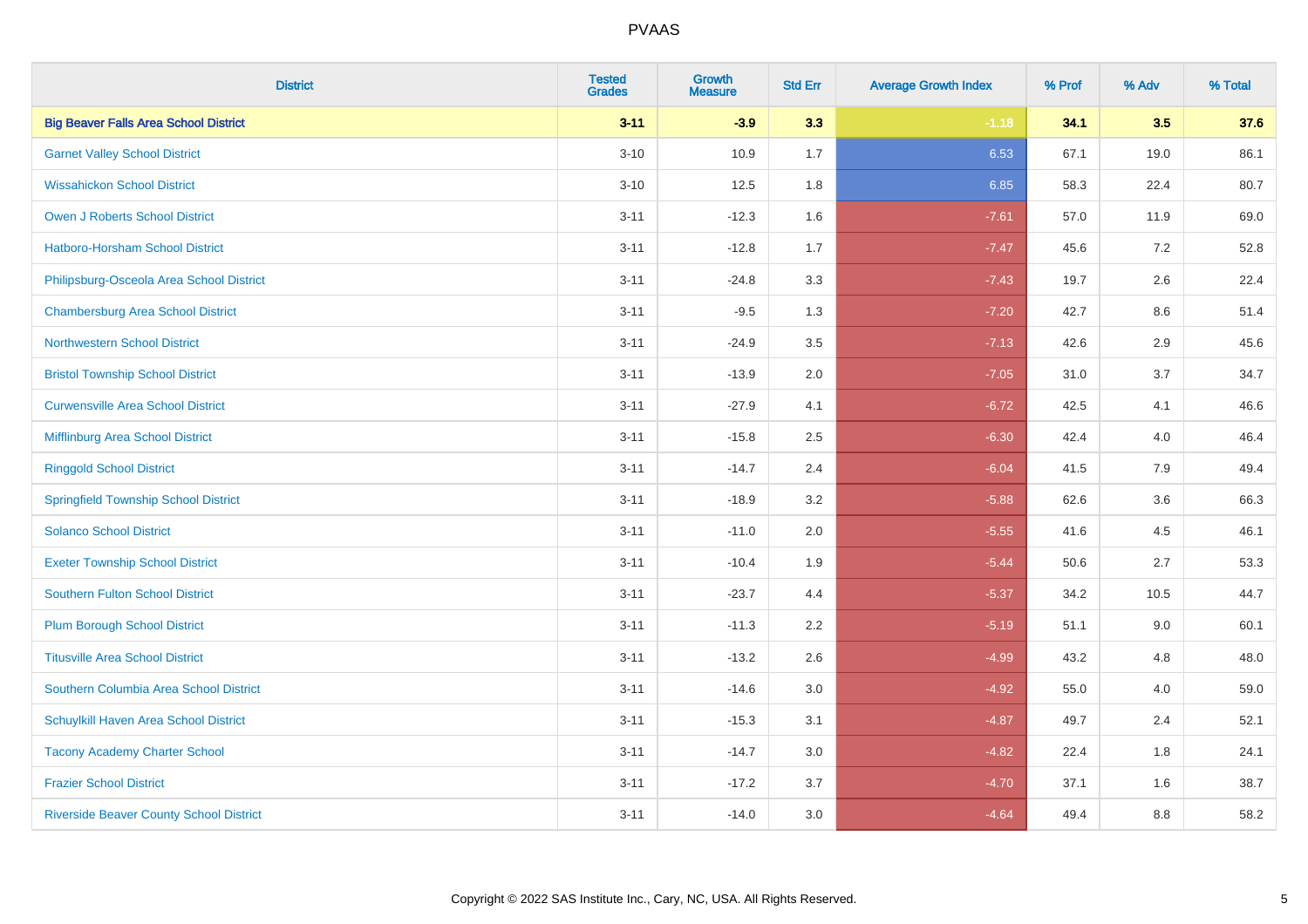| District | Tested Grades | Growth Measure | Std Err | Average Growth Index | % Prof | % Adv | % Total |
|---|---|---|---|---|---|---|---|
| **Big Beaver Falls Area School District** | **3-11** | **-3.9** | **3.3** | **-1.18** | **34.1** | **3.5** | **37.6** |
| Garnet Valley School District | 3-10 | 10.9 | 1.7 | 6.53 | 67.1 | 19.0 | 86.1 |
| Wissahickon School District | 3-10 | 12.5 | 1.8 | 6.85 | 58.3 | 22.4 | 80.7 |
| Owen J Roberts School District | 3-11 | -12.3 | 1.6 | -7.61 | 57.0 | 11.9 | 69.0 |
| Hatboro-Horsham School District | 3-11 | -12.8 | 1.7 | -7.47 | 45.6 | 7.2 | 52.8 |
| Philipsburg-Osceola Area School District | 3-11 | -24.8 | 3.3 | -7.43 | 19.7 | 2.6 | 22.4 |
| Chambersburg Area School District | 3-11 | -9.5 | 1.3 | -7.20 | 42.7 | 8.6 | 51.4 |
| Northwestern School District | 3-11 | -24.9 | 3.5 | -7.13 | 42.6 | 2.9 | 45.6 |
| Bristol Township School District | 3-11 | -13.9 | 2.0 | -7.05 | 31.0 | 3.7 | 34.7 |
| Curwensville Area School District | 3-11 | -27.9 | 4.1 | -6.72 | 42.5 | 4.1 | 46.6 |
| Mifflinburg Area School District | 3-11 | -15.8 | 2.5 | -6.30 | 42.4 | 4.0 | 46.4 |
| Ringgold School District | 3-11 | -14.7 | 2.4 | -6.04 | 41.5 | 7.9 | 49.4 |
| Springfield Township School District | 3-11 | -18.9 | 3.2 | -5.88 | 62.6 | 3.6 | 66.3 |
| Solanco School District | 3-11 | -11.0 | 2.0 | -5.55 | 41.6 | 4.5 | 46.1 |
| Exeter Township School District | 3-11 | -10.4 | 1.9 | -5.44 | 50.6 | 2.7 | 53.3 |
| Southern Fulton School District | 3-11 | -23.7 | 4.4 | -5.37 | 34.2 | 10.5 | 44.7 |
| Plum Borough School District | 3-11 | -11.3 | 2.2 | -5.19 | 51.1 | 9.0 | 60.1 |
| Titusville Area School District | 3-11 | -13.2 | 2.6 | -4.99 | 43.2 | 4.8 | 48.0 |
| Southern Columbia Area School District | 3-11 | -14.6 | 3.0 | -4.92 | 55.0 | 4.0 | 59.0 |
| Schuylkill Haven Area School District | 3-11 | -15.3 | 3.1 | -4.87 | 49.7 | 2.4 | 52.1 |
| Tacony Academy Charter School | 3-11 | -14.7 | 3.0 | -4.82 | 22.4 | 1.8 | 24.1 |
| Frazier School District | 3-11 | -17.2 | 3.7 | -4.70 | 37.1 | 1.6 | 38.7 |
| Riverside Beaver County School District | 3-11 | -14.0 | 3.0 | -4.64 | 49.4 | 8.8 | 58.2 |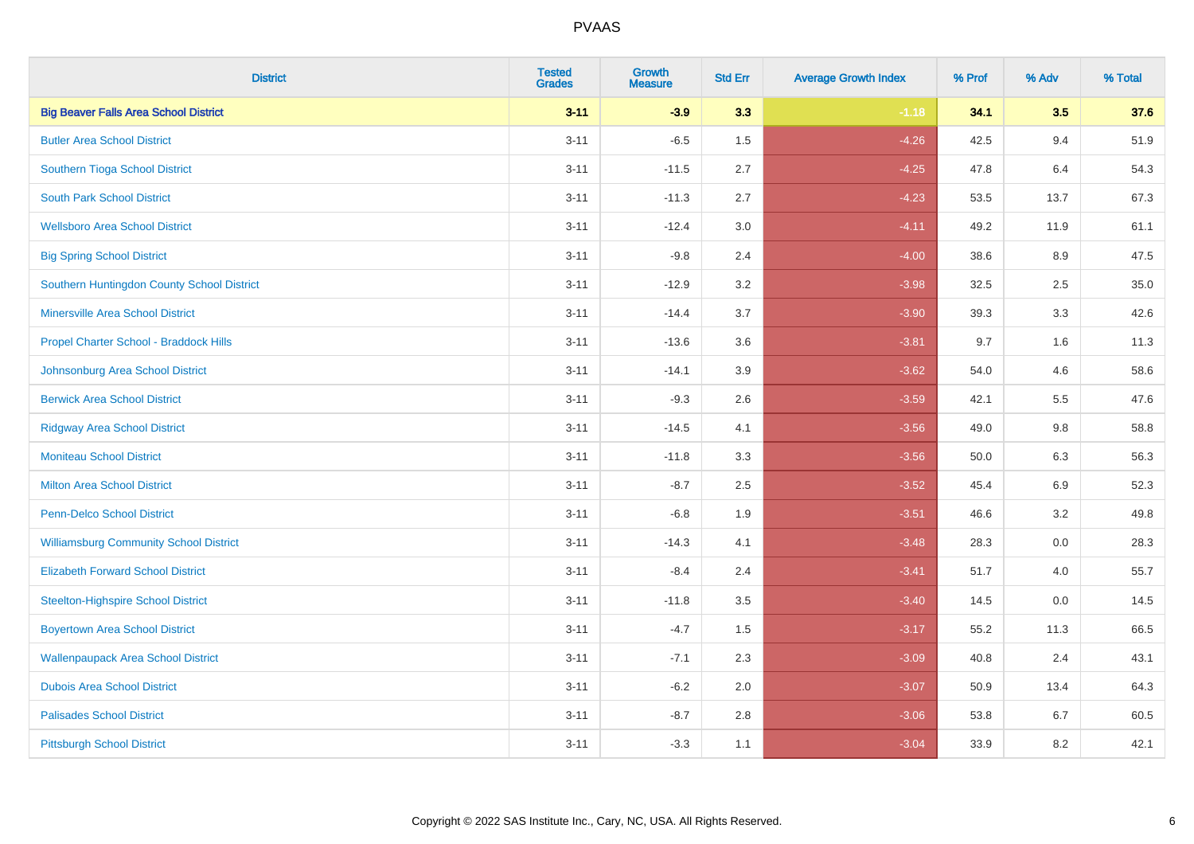PVAAS

| District | Tested Grades | Growth Measure | Std Err | Average Growth Index | % Prof | % Adv | % Total |
|---|---|---|---|---|---|---|---|
| **Big Beaver Falls Area School District** | **3-11** | **-3.9** | **3.3** | **-1.18** | **34.1** | **3.5** | **37.6** |
| Butler Area School District | 3-11 | -6.5 | 1.5 | -4.26 | 42.5 | 9.4 | 51.9 |
| Southern Tioga School District | 3-11 | -11.5 | 2.7 | -4.25 | 47.8 | 6.4 | 54.3 |
| South Park School District | 3-11 | -11.3 | 2.7 | -4.23 | 53.5 | 13.7 | 67.3 |
| Wellsboro Area School District | 3-11 | -12.4 | 3.0 | -4.11 | 49.2 | 11.9 | 61.1 |
| Big Spring School District | 3-11 | -9.8 | 2.4 | -4.00 | 38.6 | 8.9 | 47.5 |
| Southern Huntingdon County School District | 3-11 | -12.9 | 3.2 | -3.98 | 32.5 | 2.5 | 35.0 |
| Minersville Area School District | 3-11 | -14.4 | 3.7 | -3.90 | 39.3 | 3.3 | 42.6 |
| Propel Charter School - Braddock Hills | 3-11 | -13.6 | 3.6 | -3.81 | 9.7 | 1.6 | 11.3 |
| Johnsonburg Area School District | 3-11 | -14.1 | 3.9 | -3.62 | 54.0 | 4.6 | 58.6 |
| Berwick Area School District | 3-11 | -9.3 | 2.6 | -3.59 | 42.1 | 5.5 | 47.6 |
| Ridgway Area School District | 3-11 | -14.5 | 4.1 | -3.56 | 49.0 | 9.8 | 58.8 |
| Moniteau School District | 3-11 | -11.8 | 3.3 | -3.56 | 50.0 | 6.3 | 56.3 |
| Milton Area School District | 3-11 | -8.7 | 2.5 | -3.52 | 45.4 | 6.9 | 52.3 |
| Penn-Delco School District | 3-11 | -6.8 | 1.9 | -3.51 | 46.6 | 3.2 | 49.8 |
| Williamsburg Community School District | 3-11 | -14.3 | 4.1 | -3.48 | 28.3 | 0.0 | 28.3 |
| Elizabeth Forward School District | 3-11 | -8.4 | 2.4 | -3.41 | 51.7 | 4.0 | 55.7 |
| Steelton-Highspire School District | 3-11 | -11.8 | 3.5 | -3.40 | 14.5 | 0.0 | 14.5 |
| Boyertown Area School District | 3-11 | -4.7 | 1.5 | -3.17 | 55.2 | 11.3 | 66.5 |
| Wallenpaupack Area School District | 3-11 | -7.1 | 2.3 | -3.09 | 40.8 | 2.4 | 43.1 |
| Dubois Area School District | 3-11 | -6.2 | 2.0 | -3.07 | 50.9 | 13.4 | 64.3 |
| Palisades School District | 3-11 | -8.7 | 2.8 | -3.06 | 53.8 | 6.7 | 60.5 |
| Pittsburgh School District | 3-11 | -3.3 | 1.1 | -3.04 | 33.9 | 8.2 | 42.1 |

Copyright © 2022 SAS Institute Inc., Cary, NC, USA. All Rights Reserved.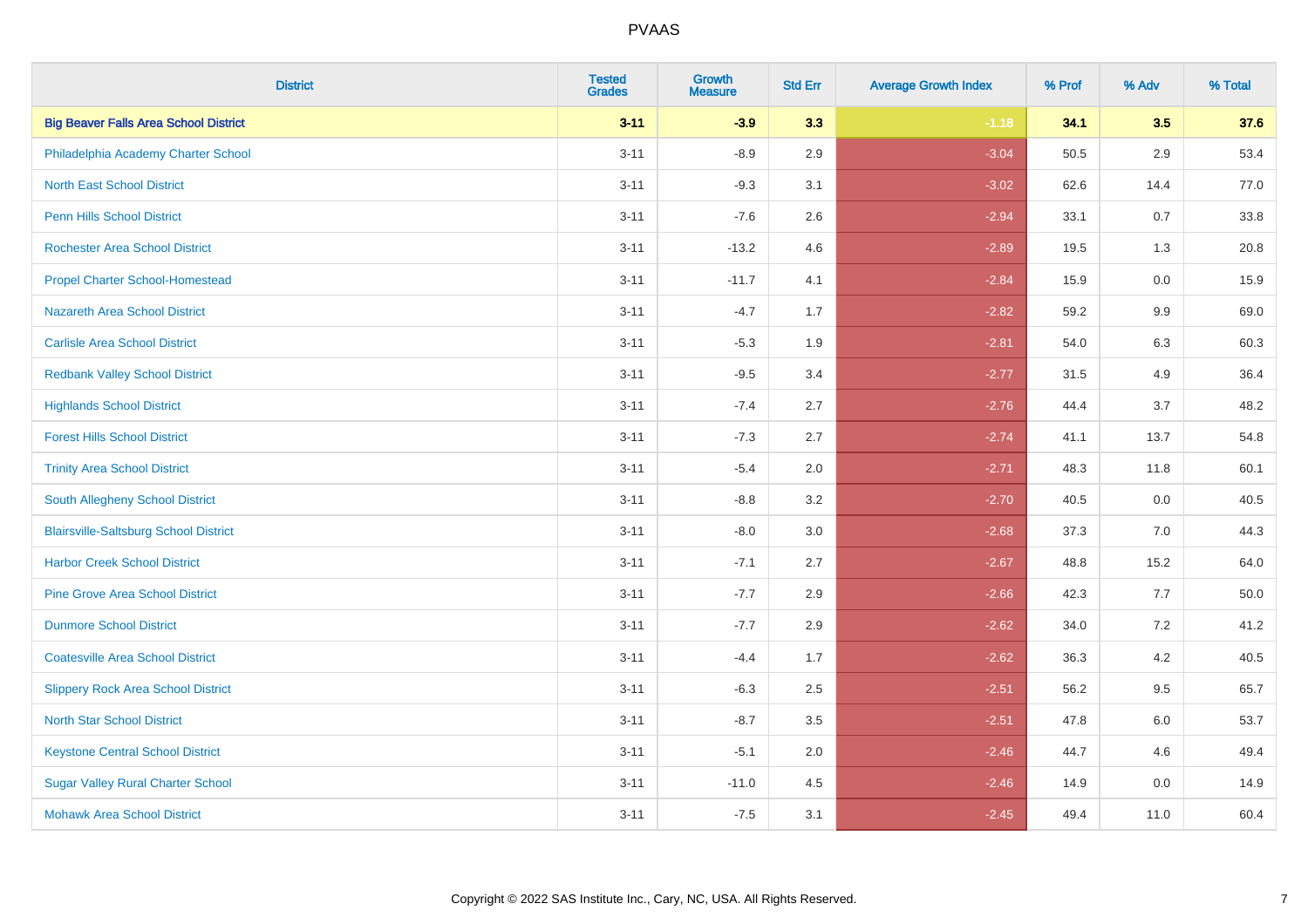# PVAAS

| District | Tested Grades | Growth Measure | Std Err | Average Growth Index | % Prof | % Adv | % Total |
|---|---|---|---|---|---|---|---|
| **Big Beaver Falls Area School District** | **3-11** | **-3.9** | **3.3** | **-1.18** | **34.1** | **3.5** | **37.6** |
| Philadelphia Academy Charter School | 3-11 | -8.9 | 2.9 | -3.04 | 50.5 | 2.9 | 53.4 |
| North East School District | 3-11 | -9.3 | 3.1 | -3.02 | 62.6 | 14.4 | 77.0 |
| Penn Hills School District | 3-11 | -7.6 | 2.6 | -2.94 | 33.1 | 0.7 | 33.8 |
| Rochester Area School District | 3-11 | -13.2 | 4.6 | -2.89 | 19.5 | 1.3 | 20.8 |
| Propel Charter School-Homestead | 3-11 | -11.7 | 4.1 | -2.84 | 15.9 | 0.0 | 15.9 |
| Nazareth Area School District | 3-11 | -4.7 | 1.7 | -2.82 | 59.2 | 9.9 | 69.0 |
| Carlisle Area School District | 3-11 | -5.3 | 1.9 | -2.81 | 54.0 | 6.3 | 60.3 |
| Redbank Valley School District | 3-11 | -9.5 | 3.4 | -2.77 | 31.5 | 4.9 | 36.4 |
| Highlands School District | 3-11 | -7.4 | 2.7 | -2.76 | 44.4 | 3.7 | 48.2 |
| Forest Hills School District | 3-11 | -7.3 | 2.7 | -2.74 | 41.1 | 13.7 | 54.8 |
| Trinity Area School District | 3-11 | -5.4 | 2.0 | -2.71 | 48.3 | 11.8 | 60.1 |
| South Allegheny School District | 3-11 | -8.8 | 3.2 | -2.70 | 40.5 | 0.0 | 40.5 |
| Blairsville-Saltsburg School District | 3-11 | -8.0 | 3.0 | -2.68 | 37.3 | 7.0 | 44.3 |
| Harbor Creek School District | 3-11 | -7.1 | 2.7 | -2.67 | 48.8 | 15.2 | 64.0 |
| Pine Grove Area School District | 3-11 | -7.7 | 2.9 | -2.66 | 42.3 | 7.7 | 50.0 |
| Dunmore School District | 3-11 | -7.7 | 2.9 | -2.62 | 34.0 | 7.2 | 41.2 |
| Coatesville Area School District | 3-11 | -4.4 | 1.7 | -2.62 | 36.3 | 4.2 | 40.5 |
| Slippery Rock Area School District | 3-11 | -6.3 | 2.5 | -2.51 | 56.2 | 9.5 | 65.7 |
| North Star School District | 3-11 | -8.7 | 3.5 | -2.51 | 47.8 | 6.0 | 53.7 |
| Keystone Central School District | 3-11 | -5.1 | 2.0 | -2.46 | 44.7 | 4.6 | 49.4 |
| Sugar Valley Rural Charter School | 3-11 | -11.0 | 4.5 | -2.46 | 14.9 | 0.0 | 14.9 |
| Mohawk Area School District | 3-11 | -7.5 | 3.1 | -2.45 | 49.4 | 11.0 | 60.4 |

Copyright © 2022 SAS Institute Inc., Cary, NC, USA. All Rights Reserved.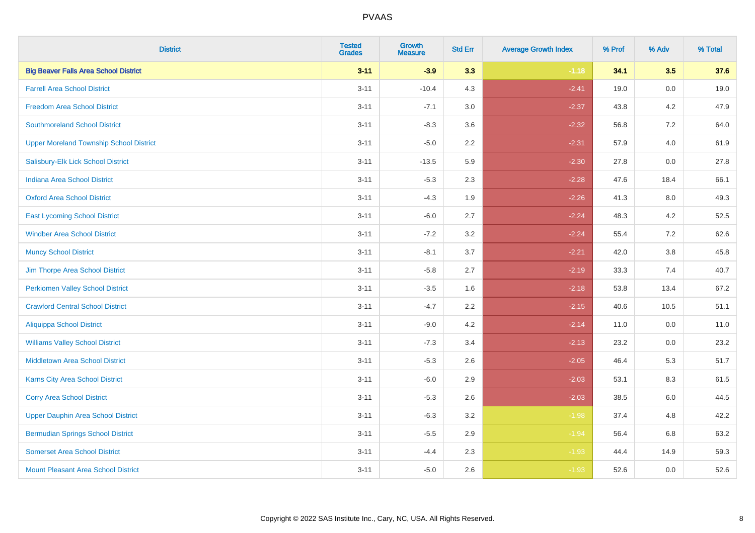# PVAAS

| District | Tested Grades | Growth Measure | Std Err | Average Growth Index | % Prof | % Adv | % Total |
|---|---|---|---|---|---|---|---|
| **Big Beaver Falls Area School District** | **3-11** | **-3.9** | **3.3** | **-1.18** | **34.1** | **3.5** | **37.6** |
| Farrell Area School District | 3-11 | -10.4 | 4.3 | -2.41 | 19.0 | 0.0 | 19.0 |
| Freedom Area School District | 3-11 | -7.1 | 3.0 | -2.37 | 43.8 | 4.2 | 47.9 |
| Southmoreland School District | 3-11 | -8.3 | 3.6 | -2.32 | 56.8 | 7.2 | 64.0 |
| Upper Moreland Township School District | 3-11 | -5.0 | 2.2 | -2.31 | 57.9 | 4.0 | 61.9 |
| Salisbury-Elk Lick School District | 3-11 | -13.5 | 5.9 | -2.30 | 27.8 | 0.0 | 27.8 |
| Indiana Area School District | 3-11 | -5.3 | 2.3 | -2.28 | 47.6 | 18.4 | 66.1 |
| Oxford Area School District | 3-11 | -4.3 | 1.9 | -2.26 | 41.3 | 8.0 | 49.3 |
| East Lycoming School District | 3-11 | -6.0 | 2.7 | -2.24 | 48.3 | 4.2 | 52.5 |
| Windber Area School District | 3-11 | -7.2 | 3.2 | -2.24 | 55.4 | 7.2 | 62.6 |
| Muncy School District | 3-11 | -8.1 | 3.7 | -2.21 | 42.0 | 3.8 | 45.8 |
| Jim Thorpe Area School District | 3-11 | -5.8 | 2.7 | -2.19 | 33.3 | 7.4 | 40.7 |
| Perkiomen Valley School District | 3-11 | -3.5 | 1.6 | -2.18 | 53.8 | 13.4 | 67.2 |
| Crawford Central School District | 3-11 | -4.7 | 2.2 | -2.15 | 40.6 | 10.5 | 51.1 |
| Aliquippa School District | 3-11 | -9.0 | 4.2 | -2.14 | 11.0 | 0.0 | 11.0 |
| Williams Valley School District | 3-11 | -7.3 | 3.4 | -2.13 | 23.2 | 0.0 | 23.2 |
| Middletown Area School District | 3-11 | -5.3 | 2.6 | -2.05 | 46.4 | 5.3 | 51.7 |
| Karns City Area School District | 3-11 | -6.0 | 2.9 | -2.03 | 53.1 | 8.3 | 61.5 |
| Corry Area School District | 3-11 | -5.3 | 2.6 | -2.03 | 38.5 | 6.0 | 44.5 |
| Upper Dauphin Area School District | 3-11 | -6.3 | 3.2 | -1.98 | 37.4 | 4.8 | 42.2 |
| Bermudian Springs School District | 3-11 | -5.5 | 2.9 | -1.94 | 56.4 | 6.8 | 63.2 |
| Somerset Area School District | 3-11 | -4.4 | 2.3 | -1.93 | 44.4 | 14.9 | 59.3 |
| Mount Pleasant Area School District | 3-11 | -5.0 | 2.6 | -1.93 | 52.6 | 0.0 | 52.6 |

Copyright © 2022 SAS Institute Inc., Cary, NC, USA. All Rights Reserved.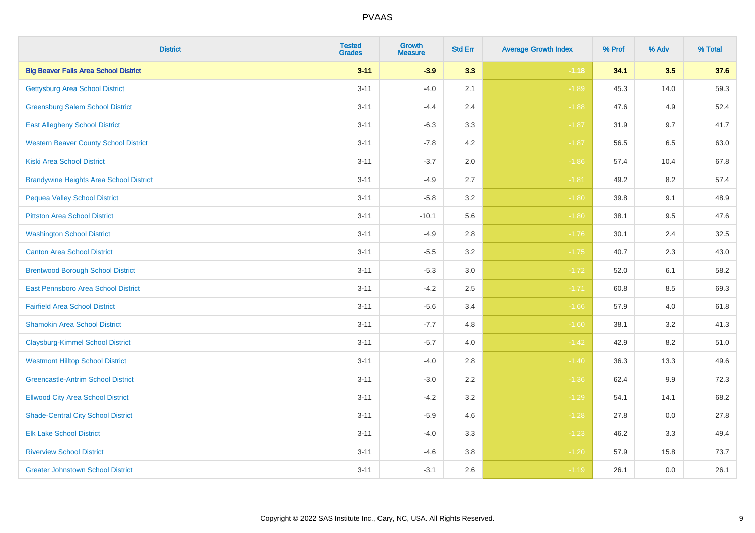# PVAAS

| District | Tested Grades | Growth Measure | Std Err | Average Growth Index | % Prof | % Adv | % Total |
|---|---|---|---|---|---|---|---|
| **Big Beaver Falls Area School District** | **3-11** | **-3.9** | **3.3** | **-1.18** | **34.1** | **3.5** | **37.6** |
| Gettysburg Area School District | 3-11 | -4.0 | 2.1 | -1.89 | 45.3 | 14.0 | 59.3 |
| Greensburg Salem School District | 3-11 | -4.4 | 2.4 | -1.88 | 47.6 | 4.9 | 52.4 |
| East Allegheny School District | 3-11 | -6.3 | 3.3 | -1.87 | 31.9 | 9.7 | 41.7 |
| Western Beaver County School District | 3-11 | -7.8 | 4.2 | -1.87 | 56.5 | 6.5 | 63.0 |
| Kiski Area School District | 3-11 | -3.7 | 2.0 | -1.86 | 57.4 | 10.4 | 67.8 |
| Brandywine Heights Area School District | 3-11 | -4.9 | 2.7 | -1.81 | 49.2 | 8.2 | 57.4 |
| Pequea Valley School District | 3-11 | -5.8 | 3.2 | -1.80 | 39.8 | 9.1 | 48.9 |
| Pittston Area School District | 3-11 | -10.1 | 5.6 | -1.80 | 38.1 | 9.5 | 47.6 |
| Washington School District | 3-11 | -4.9 | 2.8 | -1.76 | 30.1 | 2.4 | 32.5 |
| Canton Area School District | 3-11 | -5.5 | 3.2 | -1.75 | 40.7 | 2.3 | 43.0 |
| Brentwood Borough School District | 3-11 | -5.3 | 3.0 | -1.72 | 52.0 | 6.1 | 58.2 |
| East Pennsboro Area School District | 3-11 | -4.2 | 2.5 | -1.71 | 60.8 | 8.5 | 69.3 |
| Fairfield Area School District | 3-11 | -5.6 | 3.4 | -1.66 | 57.9 | 4.0 | 61.8 |
| Shamokin Area School District | 3-11 | -7.7 | 4.8 | -1.60 | 38.1 | 3.2 | 41.3 |
| Claysburg-Kimmel School District | 3-11 | -5.7 | 4.0 | -1.42 | 42.9 | 8.2 | 51.0 |
| Westmont Hilltop School District | 3-11 | -4.0 | 2.8 | -1.40 | 36.3 | 13.3 | 49.6 |
| Greencastle-Antrim School District | 3-11 | -3.0 | 2.2 | -1.36 | 62.4 | 9.9 | 72.3 |
| Ellwood City Area School District | 3-11 | -4.2 | 3.2 | -1.29 | 54.1 | 14.1 | 68.2 |
| Shade-Central City School District | 3-11 | -5.9 | 4.6 | -1.28 | 27.8 | 0.0 | 27.8 |
| Elk Lake School District | 3-11 | -4.0 | 3.3 | -1.23 | 46.2 | 3.3 | 49.4 |
| Riverview School District | 3-11 | -4.6 | 3.8 | -1.20 | 57.9 | 15.8 | 73.7 |
| Greater Johnstown School District | 3-11 | -3.1 | 2.6 | -1.19 | 26.1 | 0.0 | 26.1 |

Copyright © 2022 SAS Institute Inc., Cary, NC, USA. All Rights Reserved.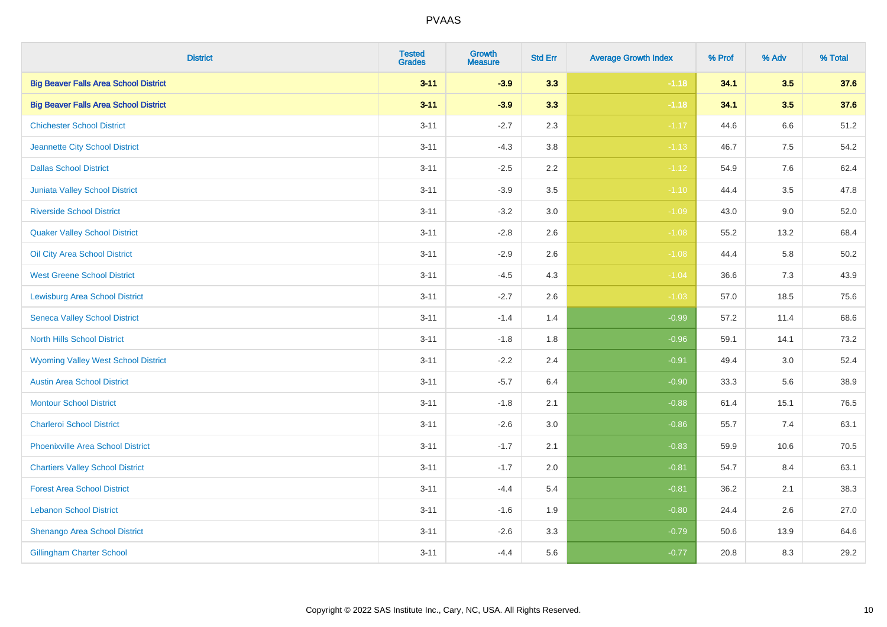| District | Tested Grades | Growth Measure | Std Err | Average Growth Index | % Prof | % Adv | % Total |
|---|---|---|---|---|---|---|---|
| **Big Beaver Falls Area School District** | **3-11** | **-3.9** | **3.3** | **-1.18** | **34.1** | **3.5** | **37.6** |
| **Big Beaver Falls Area School District** | **3-11** | **-3.9** | **3.3** | **-1.18** | **34.1** | **3.5** | **37.6** |
| Chichester School District | 3-11 | -2.7 | 2.3 | -1.17 | 44.6 | 6.6 | 51.2 |
| Jeannette City School District | 3-11 | -4.3 | 3.8 | -1.13 | 46.7 | 7.5 | 54.2 |
| Dallas School District | 3-11 | -2.5 | 2.2 | -1.12 | 54.9 | 7.6 | 62.4 |
| Juniata Valley School District | 3-11 | -3.9 | 3.5 | -1.10 | 44.4 | 3.5 | 47.8 |
| Riverside School District | 3-11 | -3.2 | 3.0 | -1.09 | 43.0 | 9.0 | 52.0 |
| Quaker Valley School District | 3-11 | -2.8 | 2.6 | -1.08 | 55.2 | 13.2 | 68.4 |
| Oil City Area School District | 3-11 | -2.9 | 2.6 | -1.08 | 44.4 | 5.8 | 50.2 |
| West Greene School District | 3-11 | -4.5 | 4.3 | -1.04 | 36.6 | 7.3 | 43.9 |
| Lewisburg Area School District | 3-11 | -2.7 | 2.6 | -1.03 | 57.0 | 18.5 | 75.6 |
| Seneca Valley School District | 3-11 | -1.4 | 1.4 | -0.99 | 57.2 | 11.4 | 68.6 |
| North Hills School District | 3-11 | -1.8 | 1.8 | -0.96 | 59.1 | 14.1 | 73.2 |
| Wyoming Valley West School District | 3-11 | -2.2 | 2.4 | -0.91 | 49.4 | 3.0 | 52.4 |
| Austin Area School District | 3-11 | -5.7 | 6.4 | -0.90 | 33.3 | 5.6 | 38.9 |
| Montour School District | 3-11 | -1.8 | 2.1 | -0.88 | 61.4 | 15.1 | 76.5 |
| Charleroi School District | 3-11 | -2.6 | 3.0 | -0.86 | 55.7 | 7.4 | 63.1 |
| Phoenixville Area School District | 3-11 | -1.7 | 2.1 | -0.83 | 59.9 | 10.6 | 70.5 |
| Chartiers Valley School District | 3-11 | -1.7 | 2.0 | -0.81 | 54.7 | 8.4 | 63.1 |
| Forest Area School District | 3-11 | -4.4 | 5.4 | -0.81 | 36.2 | 2.1 | 38.3 |
| Lebanon School District | 3-11 | -1.6 | 1.9 | -0.80 | 24.4 | 2.6 | 27.0 |
| Shenango Area School District | 3-11 | -2.6 | 3.3 | -0.79 | 50.6 | 13.9 | 64.6 |
| Gillingham Charter School | 3-11 | -4.4 | 5.6 | -0.77 | 20.8 | 8.3 | 29.2 |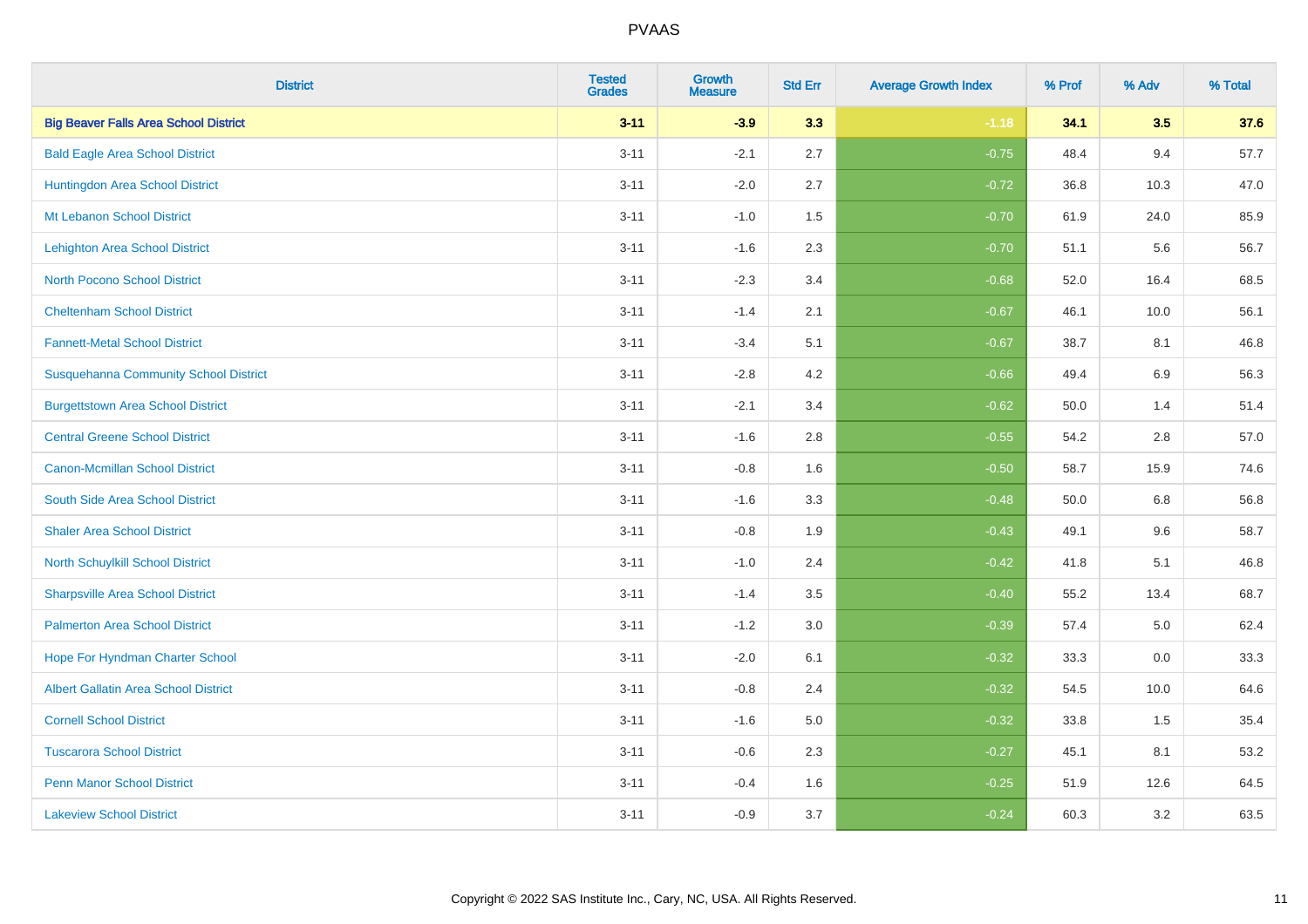| District | Tested Grades | Growth Measure | Std Err | Average Growth Index | % Prof | % Adv | % Total |
|---|---|---|---|---|---|---|---|
| **Big Beaver Falls Area School District** | **3-11** | **-3.9** | **3.3** | **-1.18** | **34.1** | **3.5** | **37.6** |
| Bald Eagle Area School District | 3-11 | -2.1 | 2.7 | -0.75 | 48.4 | 9.4 | 57.7 |
| Huntingdon Area School District | 3-11 | -2.0 | 2.7 | -0.72 | 36.8 | 10.3 | 47.0 |
| Mt Lebanon School District | 3-11 | -1.0 | 1.5 | -0.70 | 61.9 | 24.0 | 85.9 |
| Lehighton Area School District | 3-11 | -1.6 | 2.3 | -0.70 | 51.1 | 5.6 | 56.7 |
| North Pocono School District | 3-11 | -2.3 | 3.4 | -0.68 | 52.0 | 16.4 | 68.5 |
| Cheltenham School District | 3-11 | -1.4 | 2.1 | -0.67 | 46.1 | 10.0 | 56.1 |
| Fannett-Metal School District | 3-11 | -3.4 | 5.1 | -0.67 | 38.7 | 8.1 | 46.8 |
| Susquehanna Community School District | 3-11 | -2.8 | 4.2 | -0.66 | 49.4 | 6.9 | 56.3 |
| Burgettstown Area School District | 3-11 | -2.1 | 3.4 | -0.62 | 50.0 | 1.4 | 51.4 |
| Central Greene School District | 3-11 | -1.6 | 2.8 | -0.55 | 54.2 | 2.8 | 57.0 |
| Canon-Mcmillan School District | 3-11 | -0.8 | 1.6 | -0.50 | 58.7 | 15.9 | 74.6 |
| South Side Area School District | 3-11 | -1.6 | 3.3 | -0.48 | 50.0 | 6.8 | 56.8 |
| Shaler Area School District | 3-11 | -0.8 | 1.9 | -0.43 | 49.1 | 9.6 | 58.7 |
| North Schuylkill School District | 3-11 | -1.0 | 2.4 | -0.42 | 41.8 | 5.1 | 46.8 |
| Sharpsville Area School District | 3-11 | -1.4 | 3.5 | -0.40 | 55.2 | 13.4 | 68.7 |
| Palmerton Area School District | 3-11 | -1.2 | 3.0 | -0.39 | 57.4 | 5.0 | 62.4 |
| Hope For Hyndman Charter School | 3-11 | -2.0 | 6.1 | -0.32 | 33.3 | 0.0 | 33.3 |
| Albert Gallatin Area School District | 3-11 | -0.8 | 2.4 | -0.32 | 54.5 | 10.0 | 64.6 |
| Cornell School District | 3-11 | -1.6 | 5.0 | -0.32 | 33.8 | 1.5 | 35.4 |
| Tuscarora School District | 3-11 | -0.6 | 2.3 | -0.27 | 45.1 | 8.1 | 53.2 |
| Penn Manor School District | 3-11 | -0.4 | 1.6 | -0.25 | 51.9 | 12.6 | 64.5 |
| Lakeview School District | 3-11 | -0.9 | 3.7 | -0.24 | 60.3 | 3.2 | 63.5 |

Copyright © 2022 SAS Institute Inc., Cary, NC, USA. All Rights Reserved.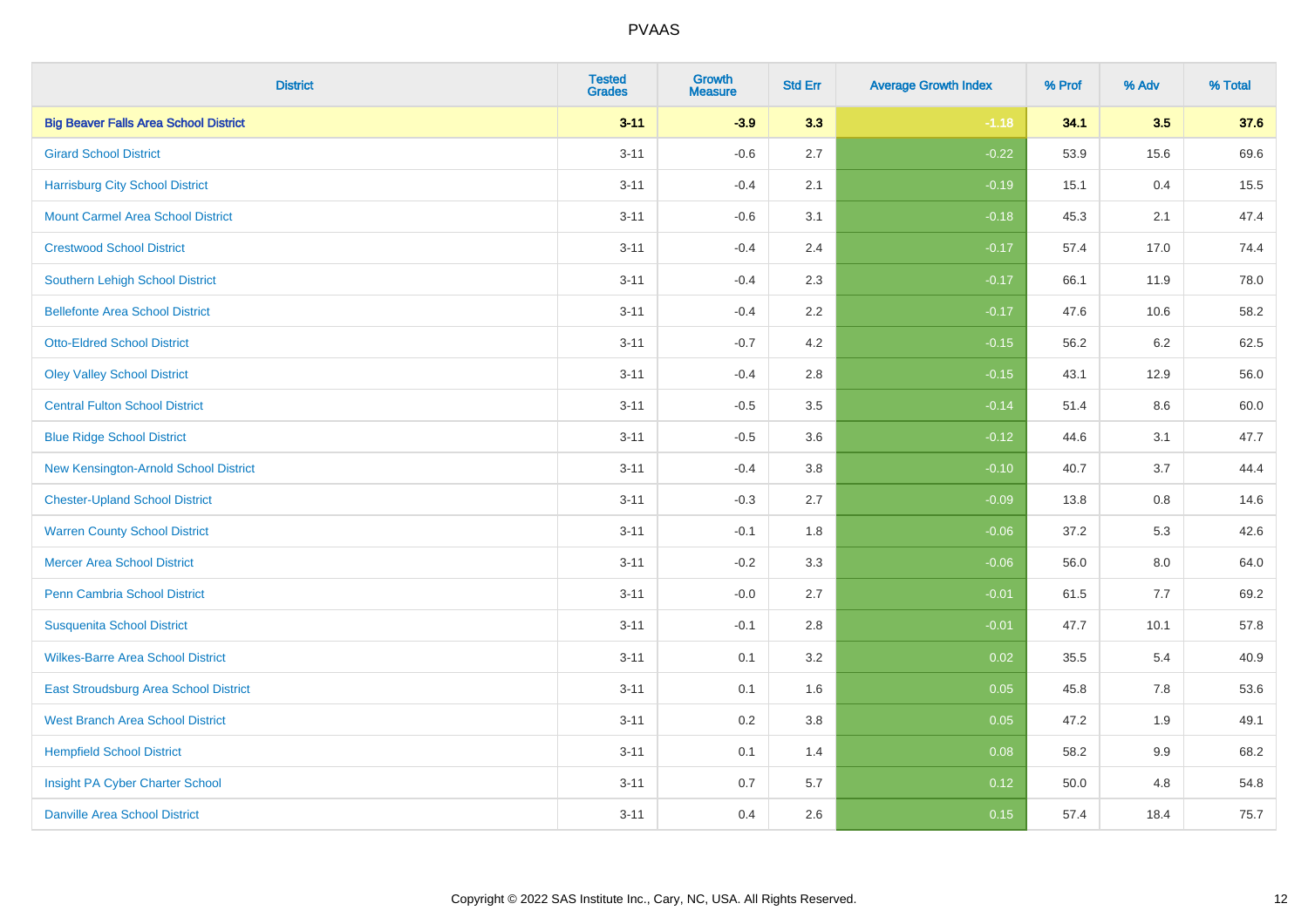# PVAAS

| District | Tested Grades | Growth Measure | Std Err | Average Growth Index | % Prof | % Adv | % Total |
|---|---|---|---|---|---|---|---|
| **Big Beaver Falls Area School District** | **3-11** | **-3.9** | **3.3** | **-1.18** | **34.1** | **3.5** | **37.6** |
| Girard School District | 3-11 | -0.6 | 2.7 | -0.22 | 53.9 | 15.6 | 69.6 |
| Harrisburg City School District | 3-11 | -0.4 | 2.1 | -0.19 | 15.1 | 0.4 | 15.5 |
| Mount Carmel Area School District | 3-11 | -0.6 | 3.1 | -0.18 | 45.3 | 2.1 | 47.4 |
| Crestwood School District | 3-11 | -0.4 | 2.4 | -0.17 | 57.4 | 17.0 | 74.4 |
| Southern Lehigh School District | 3-11 | -0.4 | 2.3 | -0.17 | 66.1 | 11.9 | 78.0 |
| Bellefonte Area School District | 3-11 | -0.4 | 2.2 | -0.17 | 47.6 | 10.6 | 58.2 |
| Otto-Eldred School District | 3-11 | -0.7 | 4.2 | -0.15 | 56.2 | 6.2 | 62.5 |
| Oley Valley School District | 3-11 | -0.4 | 2.8 | -0.15 | 43.1 | 12.9 | 56.0 |
| Central Fulton School District | 3-11 | -0.5 | 3.5 | -0.14 | 51.4 | 8.6 | 60.0 |
| Blue Ridge School District | 3-11 | -0.5 | 3.6 | -0.12 | 44.6 | 3.1 | 47.7 |
| New Kensington-Arnold School District | 3-11 | -0.4 | 3.8 | -0.10 | 40.7 | 3.7 | 44.4 |
| Chester-Upland School District | 3-11 | -0.3 | 2.7 | -0.09 | 13.8 | 0.8 | 14.6 |
| Warren County School District | 3-11 | -0.1 | 1.8 | -0.06 | 37.2 | 5.3 | 42.6 |
| Mercer Area School District | 3-11 | -0.2 | 3.3 | -0.06 | 56.0 | 8.0 | 64.0 |
| Penn Cambria School District | 3-11 | -0.0 | 2.7 | -0.01 | 61.5 | 7.7 | 69.2 |
| Susquenita School District | 3-11 | -0.1 | 2.8 | -0.01 | 47.7 | 10.1 | 57.8 |
| Wilkes-Barre Area School District | 3-11 | 0.1 | 3.2 | 0.02 | 35.5 | 5.4 | 40.9 |
| East Stroudsburg Area School District | 3-11 | 0.1 | 1.6 | 0.05 | 45.8 | 7.8 | 53.6 |
| West Branch Area School District | 3-11 | 0.2 | 3.8 | 0.05 | 47.2 | 1.9 | 49.1 |
| Hempfield School District | 3-11 | 0.1 | 1.4 | 0.08 | 58.2 | 9.9 | 68.2 |
| Insight PA Cyber Charter School | 3-11 | 0.7 | 5.7 | 0.12 | 50.0 | 4.8 | 54.8 |
| Danville Area School District | 3-11 | 0.4 | 2.6 | 0.15 | 57.4 | 18.4 | 75.7 |

Copyright © 2022 SAS Institute Inc., Cary, NC, USA. All Rights Reserved.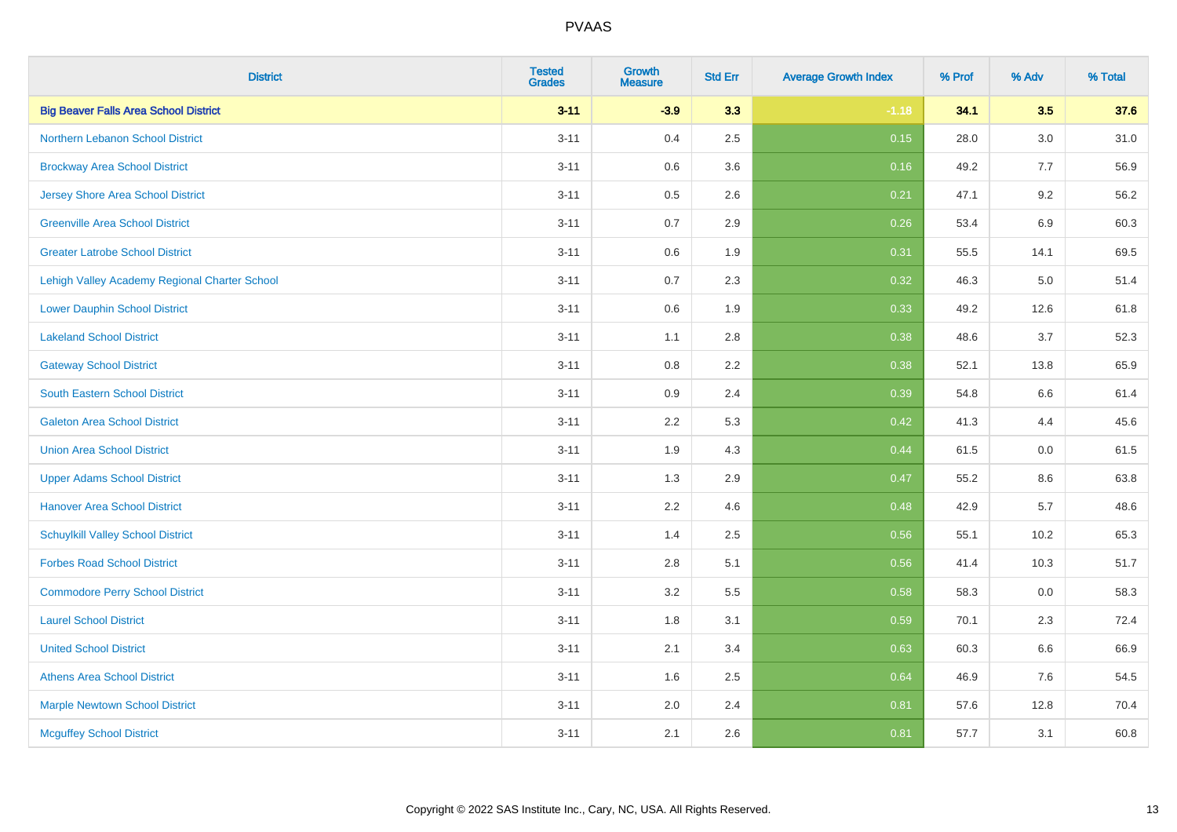# PVAAS

| District | Tested Grades | Growth Measure | Std Err | Average Growth Index | % Prof | % Adv | % Total |
|---|---|---|---|---|---|---|---|
| **Big Beaver Falls Area School District** | **3-11** | **-3.9** | **3.3** | **-1.18** | **34.1** | **3.5** | **37.6** |
| Northern Lebanon School District | 3-11 | 0.4 | 2.5 | 0.15 | 28.0 | 3.0 | 31.0 |
| Brockway Area School District | 3-11 | 0.6 | 3.6 | 0.16 | 49.2 | 7.7 | 56.9 |
| Jersey Shore Area School District | 3-11 | 0.5 | 2.6 | 0.21 | 47.1 | 9.2 | 56.2 |
| Greenville Area School District | 3-11 | 0.7 | 2.9 | 0.26 | 53.4 | 6.9 | 60.3 |
| Greater Latrobe School District | 3-11 | 0.6 | 1.9 | 0.31 | 55.5 | 14.1 | 69.5 |
| Lehigh Valley Academy Regional Charter School | 3-11 | 0.7 | 2.3 | 0.32 | 46.3 | 5.0 | 51.4 |
| Lower Dauphin School District | 3-11 | 0.6 | 1.9 | 0.33 | 49.2 | 12.6 | 61.8 |
| Lakeland School District | 3-11 | 1.1 | 2.8 | 0.38 | 48.6 | 3.7 | 52.3 |
| Gateway School District | 3-11 | 0.8 | 2.2 | 0.38 | 52.1 | 13.8 | 65.9 |
| South Eastern School District | 3-11 | 0.9 | 2.4 | 0.39 | 54.8 | 6.6 | 61.4 |
| Galeton Area School District | 3-11 | 2.2 | 5.3 | 0.42 | 41.3 | 4.4 | 45.6 |
| Union Area School District | 3-11 | 1.9 | 4.3 | 0.44 | 61.5 | 0.0 | 61.5 |
| Upper Adams School District | 3-11 | 1.3 | 2.9 | 0.47 | 55.2 | 8.6 | 63.8 |
| Hanover Area School District | 3-11 | 2.2 | 4.6 | 0.48 | 42.9 | 5.7 | 48.6 |
| Schuylkill Valley School District | 3-11 | 1.4 | 2.5 | 0.56 | 55.1 | 10.2 | 65.3 |
| Forbes Road School District | 3-11 | 2.8 | 5.1 | 0.56 | 41.4 | 10.3 | 51.7 |
| Commodore Perry School District | 3-11 | 3.2 | 5.5 | 0.58 | 58.3 | 0.0 | 58.3 |
| Laurel School District | 3-11 | 1.8 | 3.1 | 0.59 | 70.1 | 2.3 | 72.4 |
| United School District | 3-11 | 2.1 | 3.4 | 0.63 | 60.3 | 6.6 | 66.9 |
| Athens Area School District | 3-11 | 1.6 | 2.5 | 0.64 | 46.9 | 7.6 | 54.5 |
| Marple Newtown School District | 3-11 | 2.0 | 2.4 | 0.81 | 57.6 | 12.8 | 70.4 |
| Mcguffey School District | 3-11 | 2.1 | 2.6 | 0.81 | 57.7 | 3.1 | 60.8 |

Copyright © 2022 SAS Institute Inc., Cary, NC, USA. All Rights Reserved.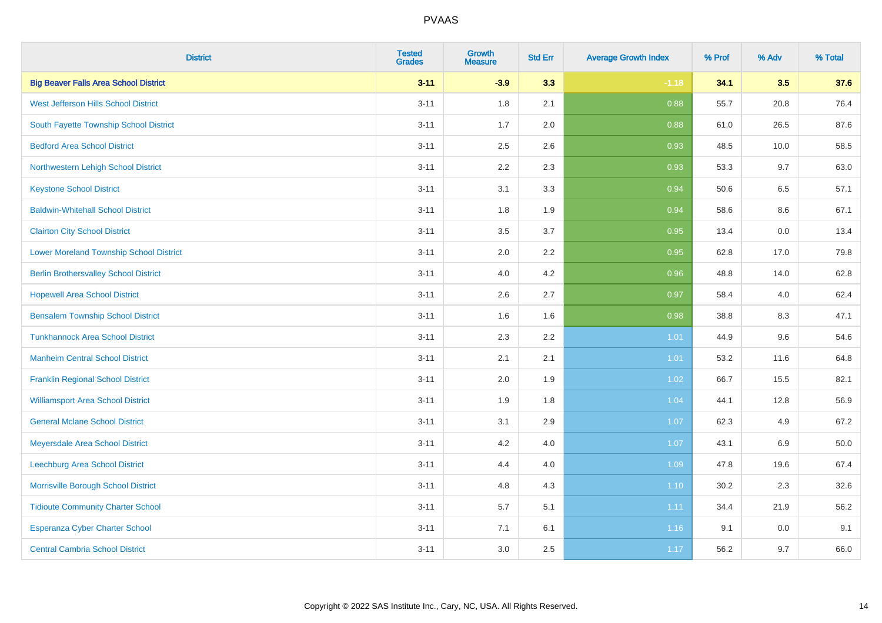# PVAAS

| District | Tested Grades | Growth Measure | Std Err | Average Growth Index | % Prof | % Adv | % Total |
|---|---|---|---|---|---|---|---|
| **Big Beaver Falls Area School District** | **3-11** | **-3.9** | **3.3** | **-1.18** | **34.1** | **3.5** | **37.6** |
| West Jefferson Hills School District | 3-11 | 1.8 | 2.1 | 0.88 | 55.7 | 20.8 | 76.4 |
| South Fayette Township School District | 3-11 | 1.7 | 2.0 | 0.88 | 61.0 | 26.5 | 87.6 |
| Bedford Area School District | 3-11 | 2.5 | 2.6 | 0.93 | 48.5 | 10.0 | 58.5 |
| Northwestern Lehigh School District | 3-11 | 2.2 | 2.3 | 0.93 | 53.3 | 9.7 | 63.0 |
| Keystone School District | 3-11 | 3.1 | 3.3 | 0.94 | 50.6 | 6.5 | 57.1 |
| Baldwin-Whitehall School District | 3-11 | 1.8 | 1.9 | 0.94 | 58.6 | 8.6 | 67.1 |
| Clairton City School District | 3-11 | 3.5 | 3.7 | 0.95 | 13.4 | 0.0 | 13.4 |
| Lower Moreland Township School District | 3-11 | 2.0 | 2.2 | 0.95 | 62.8 | 17.0 | 79.8 |
| Berlin Brothersvalley School District | 3-11 | 4.0 | 4.2 | 0.96 | 48.8 | 14.0 | 62.8 |
| Hopewell Area School District | 3-11 | 2.6 | 2.7 | 0.97 | 58.4 | 4.0 | 62.4 |
| Bensalem Township School District | 3-11 | 1.6 | 1.6 | 0.98 | 38.8 | 8.3 | 47.1 |
| Tunkhannock Area School District | 3-11 | 2.3 | 2.2 | 1.01 | 44.9 | 9.6 | 54.6 |
| Manheim Central School District | 3-11 | 2.1 | 2.1 | 1.01 | 53.2 | 11.6 | 64.8 |
| Franklin Regional School District | 3-11 | 2.0 | 1.9 | 1.02 | 66.7 | 15.5 | 82.1 |
| Williamsport Area School District | 3-11 | 1.9 | 1.8 | 1.04 | 44.1 | 12.8 | 56.9 |
| General Mclane School District | 3-11 | 3.1 | 2.9 | 1.07 | 62.3 | 4.9 | 67.2 |
| Meyersdale Area School District | 3-11 | 4.2 | 4.0 | 1.07 | 43.1 | 6.9 | 50.0 |
| Leechburg Area School District | 3-11 | 4.4 | 4.0 | 1.09 | 47.8 | 19.6 | 67.4 |
| Morrisville Borough School District | 3-11 | 4.8 | 4.3 | 1.10 | 30.2 | 2.3 | 32.6 |
| Tidioute Community Charter School | 3-11 | 5.7 | 5.1 | 1.11 | 34.4 | 21.9 | 56.2 |
| Esperanza Cyber Charter School | 3-11 | 7.1 | 6.1 | 1.16 | 9.1 | 0.0 | 9.1 |
| Central Cambria School District | 3-11 | 3.0 | 2.5 | 1.17 | 56.2 | 9.7 | 66.0 |

Copyright © 2022 SAS Institute Inc., Cary, NC, USA. All Rights Reserved.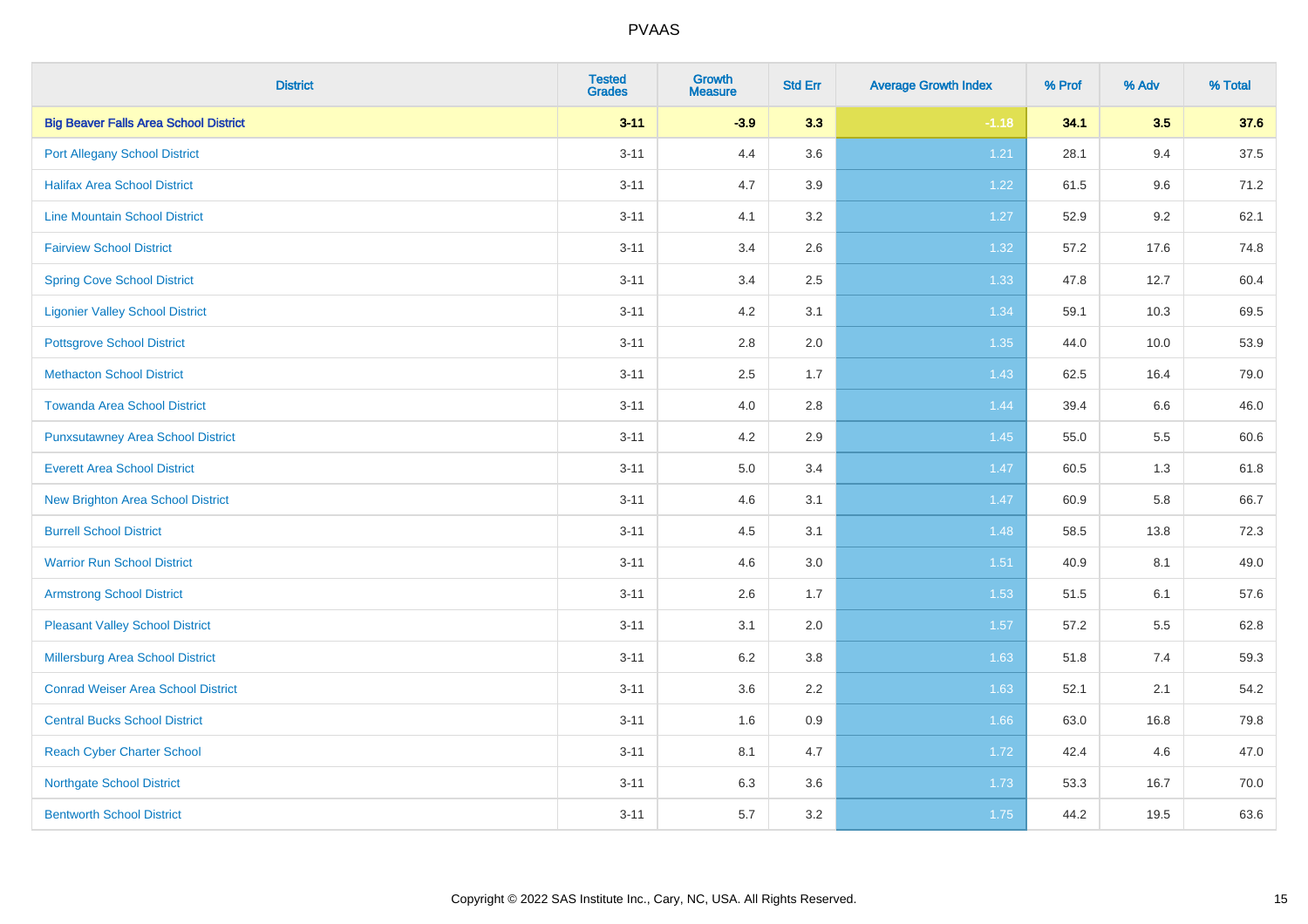# PVAAS

| District | Tested Grades | Growth Measure | Std Err | Average Growth Index | % Prof | % Adv | % Total |
|---|---|---|---|---|---|---|---|
| **Big Beaver Falls Area School District** | **3-11** | **-3.9** | **3.3** | **-1.18** | **34.1** | **3.5** | **37.6** |
| Port Allegany School District | 3-11 | 4.4 | 3.6 | 1.21 | 28.1 | 9.4 | 37.5 |
| Halifax Area School District | 3-11 | 4.7 | 3.9 | 1.22 | 61.5 | 9.6 | 71.2 |
| Line Mountain School District | 3-11 | 4.1 | 3.2 | 1.27 | 52.9 | 9.2 | 62.1 |
| Fairview School District | 3-11 | 3.4 | 2.6 | 1.32 | 57.2 | 17.6 | 74.8 |
| Spring Cove School District | 3-11 | 3.4 | 2.5 | 1.33 | 47.8 | 12.7 | 60.4 |
| Ligonier Valley School District | 3-11 | 4.2 | 3.1 | 1.34 | 59.1 | 10.3 | 69.5 |
| Pottsgrove School District | 3-11 | 2.8 | 2.0 | 1.35 | 44.0 | 10.0 | 53.9 |
| Methacton School District | 3-11 | 2.5 | 1.7 | 1.43 | 62.5 | 16.4 | 79.0 |
| Towanda Area School District | 3-11 | 4.0 | 2.8 | 1.44 | 39.4 | 6.6 | 46.0 |
| Punxsutawney Area School District | 3-11 | 4.2 | 2.9 | 1.45 | 55.0 | 5.5 | 60.6 |
| Everett Area School District | 3-11 | 5.0 | 3.4 | 1.47 | 60.5 | 1.3 | 61.8 |
| New Brighton Area School District | 3-11 | 4.6 | 3.1 | 1.47 | 60.9 | 5.8 | 66.7 |
| Burrell School District | 3-11 | 4.5 | 3.1 | 1.48 | 58.5 | 13.8 | 72.3 |
| Warrior Run School District | 3-11 | 4.6 | 3.0 | 1.51 | 40.9 | 8.1 | 49.0 |
| Armstrong School District | 3-11 | 2.6 | 1.7 | 1.53 | 51.5 | 6.1 | 57.6 |
| Pleasant Valley School District | 3-11 | 3.1 | 2.0 | 1.57 | 57.2 | 5.5 | 62.8 |
| Millersburg Area School District | 3-11 | 6.2 | 3.8 | 1.63 | 51.8 | 7.4 | 59.3 |
| Conrad Weiser Area School District | 3-11 | 3.6 | 2.2 | 1.63 | 52.1 | 2.1 | 54.2 |
| Central Bucks School District | 3-11 | 1.6 | 0.9 | 1.66 | 63.0 | 16.8 | 79.8 |
| Reach Cyber Charter School | 3-11 | 8.1 | 4.7 | 1.72 | 42.4 | 4.6 | 47.0 |
| Northgate School District | 3-11 | 6.3 | 3.6 | 1.73 | 53.3 | 16.7 | 70.0 |
| Bentworth School District | 3-11 | 5.7 | 3.2 | 1.75 | 44.2 | 19.5 | 63.6 |

Copyright © 2022 SAS Institute Inc., Cary, NC, USA. All Rights Reserved.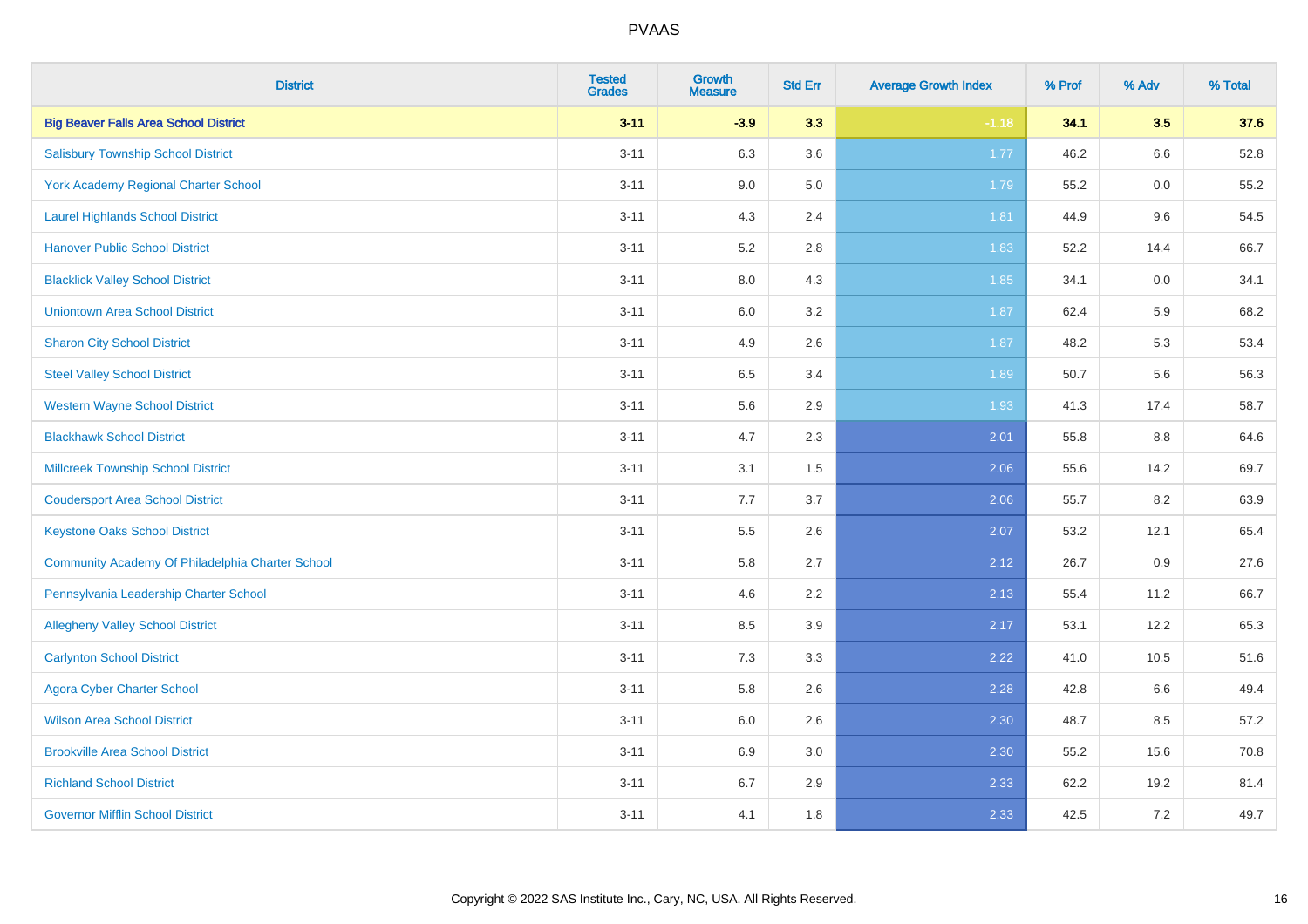# PVAAS

| District | Tested Grades | Growth Measure | Std Err | Average Growth Index | % Prof | % Adv | % Total |
|---|---|---|---|---|---|---|---|
| **Big Beaver Falls Area School District** | **3-11** | **-3.9** | **3.3** | **-1.18** | **34.1** | **3.5** | **37.6** |
| Salisbury Township School District | 3-11 | 6.3 | 3.6 | 1.77 | 46.2 | 6.6 | 52.8 |
| York Academy Regional Charter School | 3-11 | 9.0 | 5.0 | 1.79 | 55.2 | 0.0 | 55.2 |
| Laurel Highlands School District | 3-11 | 4.3 | 2.4 | 1.81 | 44.9 | 9.6 | 54.5 |
| Hanover Public School District | 3-11 | 5.2 | 2.8 | 1.83 | 52.2 | 14.4 | 66.7 |
| Blacklick Valley School District | 3-11 | 8.0 | 4.3 | 1.85 | 34.1 | 0.0 | 34.1 |
| Uniontown Area School District | 3-11 | 6.0 | 3.2 | 1.87 | 62.4 | 5.9 | 68.2 |
| Sharon City School District | 3-11 | 4.9 | 2.6 | 1.87 | 48.2 | 5.3 | 53.4 |
| Steel Valley School District | 3-11 | 6.5 | 3.4 | 1.89 | 50.7 | 5.6 | 56.3 |
| Western Wayne School District | 3-11 | 5.6 | 2.9 | 1.93 | 41.3 | 17.4 | 58.7 |
| Blackhawk School District | 3-11 | 4.7 | 2.3 | 2.01 | 55.8 | 8.8 | 64.6 |
| Millcreek Township School District | 3-11 | 3.1 | 1.5 | 2.06 | 55.6 | 14.2 | 69.7 |
| Coudersport Area School District | 3-11 | 7.7 | 3.7 | 2.06 | 55.7 | 8.2 | 63.9 |
| Keystone Oaks School District | 3-11 | 5.5 | 2.6 | 2.07 | 53.2 | 12.1 | 65.4 |
| Community Academy Of Philadelphia Charter School | 3-11 | 5.8 | 2.7 | 2.12 | 26.7 | 0.9 | 27.6 |
| Pennsylvania Leadership Charter School | 3-11 | 4.6 | 2.2 | 2.13 | 55.4 | 11.2 | 66.7 |
| Allegheny Valley School District | 3-11 | 8.5 | 3.9 | 2.17 | 53.1 | 12.2 | 65.3 |
| Carlynton School District | 3-11 | 7.3 | 3.3 | 2.22 | 41.0 | 10.5 | 51.6 |
| Agora Cyber Charter School | 3-11 | 5.8 | 2.6 | 2.28 | 42.8 | 6.6 | 49.4 |
| Wilson Area School District | 3-11 | 6.0 | 2.6 | 2.30 | 48.7 | 8.5 | 57.2 |
| Brookville Area School District | 3-11 | 6.9 | 3.0 | 2.30 | 55.2 | 15.6 | 70.8 |
| Richland School District | 3-11 | 6.7 | 2.9 | 2.33 | 62.2 | 19.2 | 81.4 |
| Governor Mifflin School District | 3-11 | 4.1 | 1.8 | 2.33 | 42.5 | 7.2 | 49.7 |

Copyright © 2022 SAS Institute Inc., Cary, NC, USA. All Rights Reserved.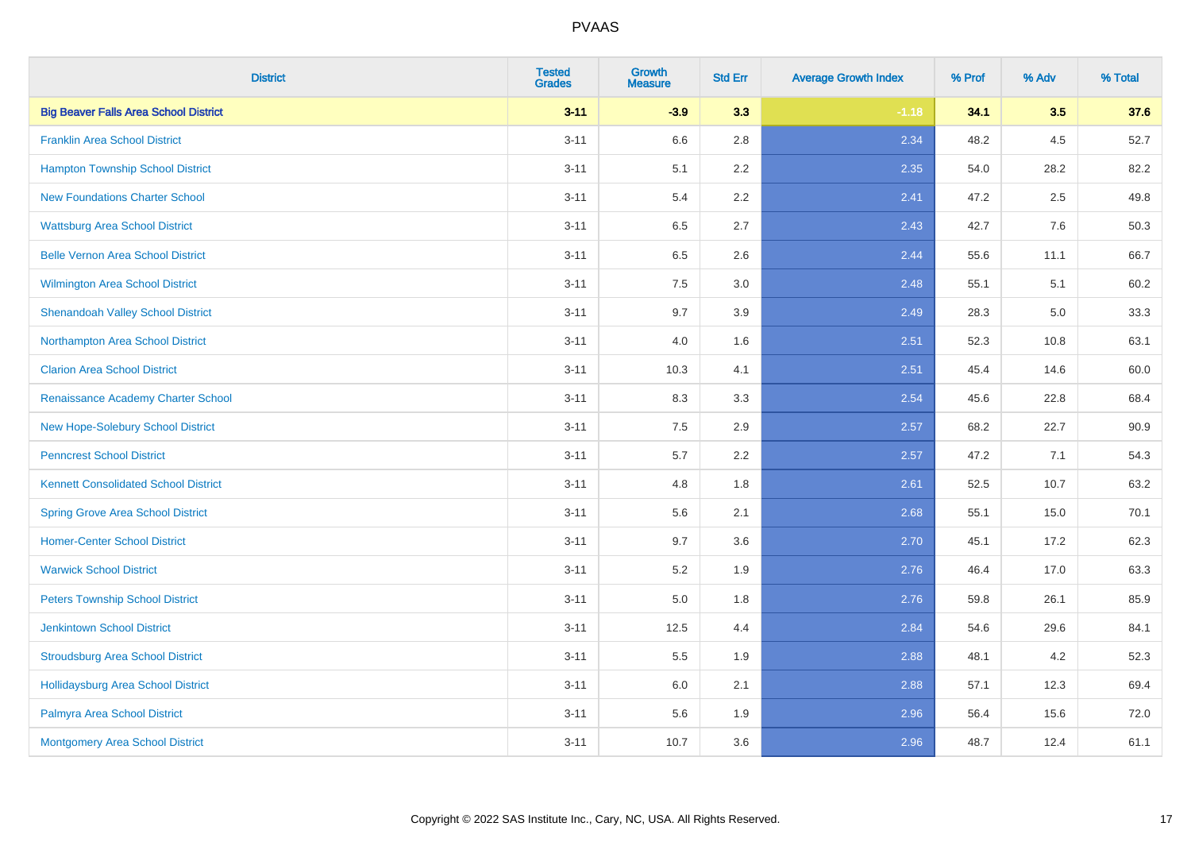PVAAS

| District | Tested Grades | Growth Measure | Std Err | Average Growth Index | % Prof | % Adv | % Total |
|---|---|---|---|---|---|---|---|
| **Big Beaver Falls Area School District** | **3-11** | **-3.9** | **3.3** | **-1.18** | **34.1** | **3.5** | **37.6** |
| Franklin Area School District | 3-11 | 6.6 | 2.8 | 2.34 | 48.2 | 4.5 | 52.7 |
| Hampton Township School District | 3-11 | 5.1 | 2.2 | 2.35 | 54.0 | 28.2 | 82.2 |
| New Foundations Charter School | 3-11 | 5.4 | 2.2 | 2.41 | 47.2 | 2.5 | 49.8 |
| Wattsburg Area School District | 3-11 | 6.5 | 2.7 | 2.43 | 42.7 | 7.6 | 50.3 |
| Belle Vernon Area School District | 3-11 | 6.5 | 2.6 | 2.44 | 55.6 | 11.1 | 66.7 |
| Wilmington Area School District | 3-11 | 7.5 | 3.0 | 2.48 | 55.1 | 5.1 | 60.2 |
| Shenandoah Valley School District | 3-11 | 9.7 | 3.9 | 2.49 | 28.3 | 5.0 | 33.3 |
| Northampton Area School District | 3-11 | 4.0 | 1.6 | 2.51 | 52.3 | 10.8 | 63.1 |
| Clarion Area School District | 3-11 | 10.3 | 4.1 | 2.51 | 45.4 | 14.6 | 60.0 |
| Renaissance Academy Charter School | 3-11 | 8.3 | 3.3 | 2.54 | 45.6 | 22.8 | 68.4 |
| New Hope-Solebury School District | 3-11 | 7.5 | 2.9 | 2.57 | 68.2 | 22.7 | 90.9 |
| Penncrest School District | 3-11 | 5.7 | 2.2 | 2.57 | 47.2 | 7.1 | 54.3 |
| Kennett Consolidated School District | 3-11 | 4.8 | 1.8 | 2.61 | 52.5 | 10.7 | 63.2 |
| Spring Grove Area School District | 3-11 | 5.6 | 2.1 | 2.68 | 55.1 | 15.0 | 70.1 |
| Homer-Center School District | 3-11 | 9.7 | 3.6 | 2.70 | 45.1 | 17.2 | 62.3 |
| Warwick School District | 3-11 | 5.2 | 1.9 | 2.76 | 46.4 | 17.0 | 63.3 |
| Peters Township School District | 3-11 | 5.0 | 1.8 | 2.76 | 59.8 | 26.1 | 85.9 |
| Jenkintown School District | 3-11 | 12.5 | 4.4 | 2.84 | 54.6 | 29.6 | 84.1 |
| Stroudsburg Area School District | 3-11 | 5.5 | 1.9 | 2.88 | 48.1 | 4.2 | 52.3 |
| Hollidaysburg Area School District | 3-11 | 6.0 | 2.1 | 2.88 | 57.1 | 12.3 | 69.4 |
| Palmyra Area School District | 3-11 | 5.6 | 1.9 | 2.96 | 56.4 | 15.6 | 72.0 |
| Montgomery Area School District | 3-11 | 10.7 | 3.6 | 2.96 | 48.7 | 12.4 | 61.1 |

Copyright © 2022 SAS Institute Inc., Cary, NC, USA. All Rights Reserved.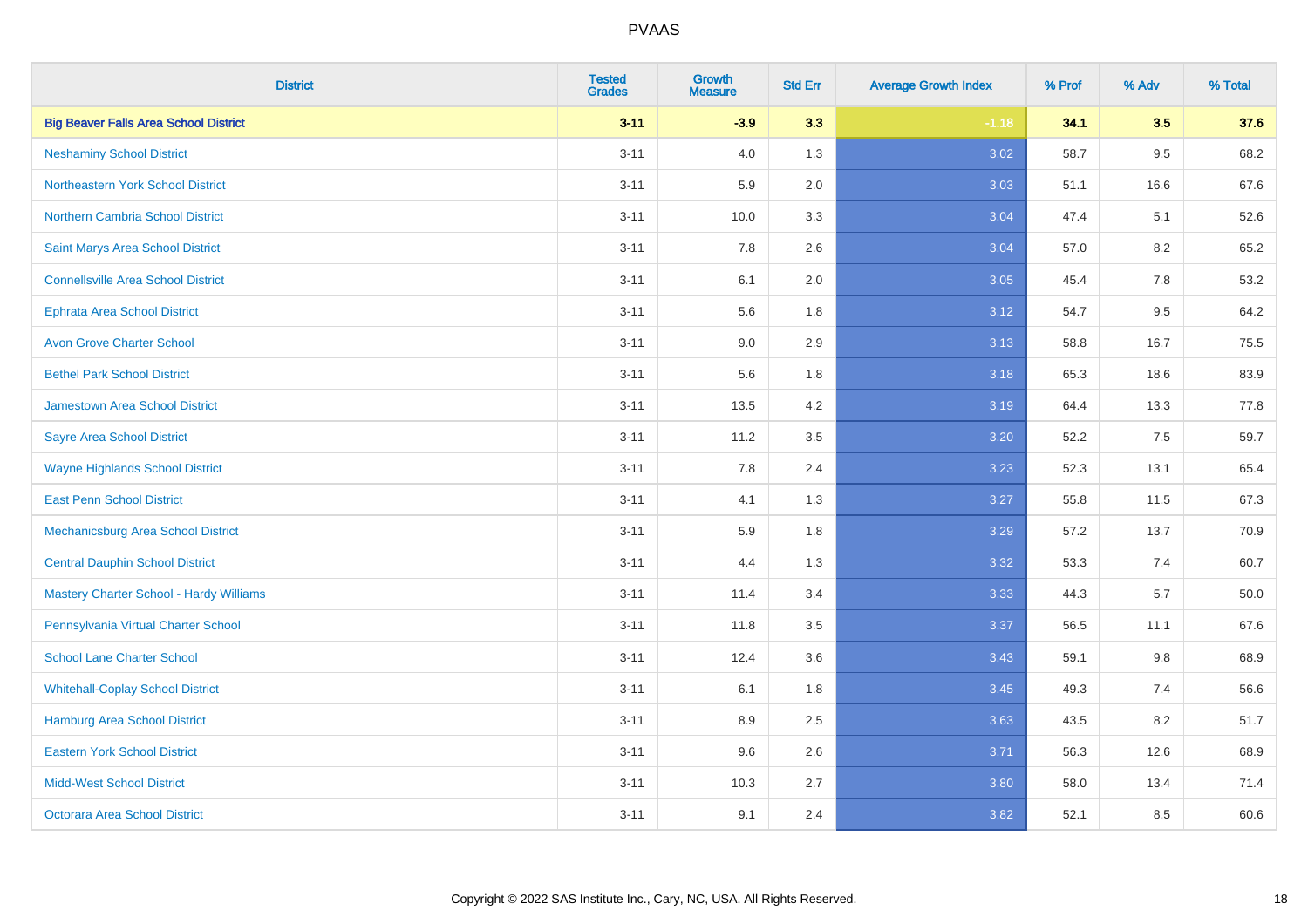# PVAAS

| District | Tested Grades | Growth Measure | Std Err | Average Growth Index | % Prof | % Adv | % Total |
|---|---|---|---|---|---|---|---|
| **Big Beaver Falls Area School District** | **3-11** | **-3.9** | **3.3** | **-1.18** | **34.1** | **3.5** | **37.6** |
| Neshaminy School District | 3-11 | 4.0 | 1.3 | 3.02 | 58.7 | 9.5 | 68.2 |
| Northeastern York School District | 3-11 | 5.9 | 2.0 | 3.03 | 51.1 | 16.6 | 67.6 |
| Northern Cambria School District | 3-11 | 10.0 | 3.3 | 3.04 | 47.4 | 5.1 | 52.6 |
| Saint Marys Area School District | 3-11 | 7.8 | 2.6 | 3.04 | 57.0 | 8.2 | 65.2 |
| Connellsville Area School District | 3-11 | 6.1 | 2.0 | 3.05 | 45.4 | 7.8 | 53.2 |
| Ephrata Area School District | 3-11 | 5.6 | 1.8 | 3.12 | 54.7 | 9.5 | 64.2 |
| Avon Grove Charter School | 3-11 | 9.0 | 2.9 | 3.13 | 58.8 | 16.7 | 75.5 |
| Bethel Park School District | 3-11 | 5.6 | 1.8 | 3.18 | 65.3 | 18.6 | 83.9 |
| Jamestown Area School District | 3-11 | 13.5 | 4.2 | 3.19 | 64.4 | 13.3 | 77.8 |
| Sayre Area School District | 3-11 | 11.2 | 3.5 | 3.20 | 52.2 | 7.5 | 59.7 |
| Wayne Highlands School District | 3-11 | 7.8 | 2.4 | 3.23 | 52.3 | 13.1 | 65.4 |
| East Penn School District | 3-11 | 4.1 | 1.3 | 3.27 | 55.8 | 11.5 | 67.3 |
| Mechanicsburg Area School District | 3-11 | 5.9 | 1.8 | 3.29 | 57.2 | 13.7 | 70.9 |
| Central Dauphin School District | 3-11 | 4.4 | 1.3 | 3.32 | 53.3 | 7.4 | 60.7 |
| Mastery Charter School - Hardy Williams | 3-11 | 11.4 | 3.4 | 3.33 | 44.3 | 5.7 | 50.0 |
| Pennsylvania Virtual Charter School | 3-11 | 11.8 | 3.5 | 3.37 | 56.5 | 11.1 | 67.6 |
| School Lane Charter School | 3-11 | 12.4 | 3.6 | 3.43 | 59.1 | 9.8 | 68.9 |
| Whitehall-Coplay School District | 3-11 | 6.1 | 1.8 | 3.45 | 49.3 | 7.4 | 56.6 |
| Hamburg Area School District | 3-11 | 8.9 | 2.5 | 3.63 | 43.5 | 8.2 | 51.7 |
| Eastern York School District | 3-11 | 9.6 | 2.6 | 3.71 | 56.3 | 12.6 | 68.9 |
| Midd-West School District | 3-11 | 10.3 | 2.7 | 3.80 | 58.0 | 13.4 | 71.4 |
| Octorara Area School District | 3-11 | 9.1 | 2.4 | 3.82 | 52.1 | 8.5 | 60.6 |

Copyright © 2022 SAS Institute Inc., Cary, NC, USA. All Rights Reserved.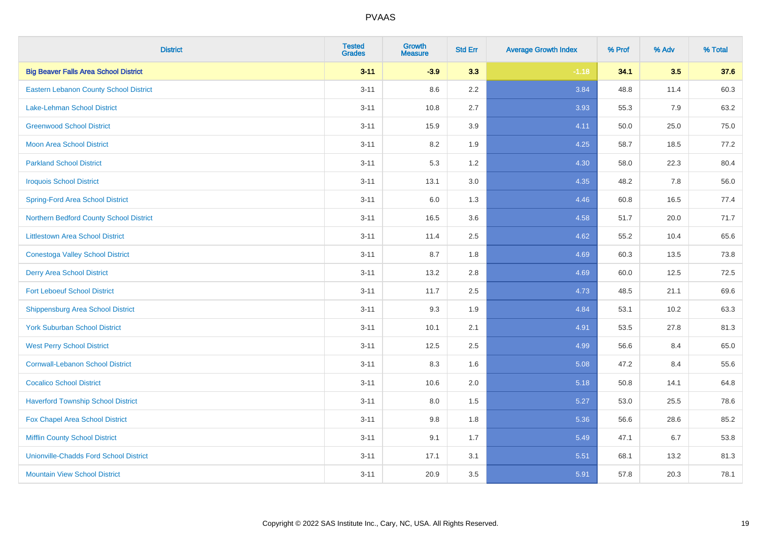# PVAAS

| District | Tested Grades | Growth Measure | Std Err | Average Growth Index | % Prof | % Adv | % Total |
|---|---|---|---|---|---|---|---|
| **Big Beaver Falls Area School District** | **3-11** | **-3.9** | **3.3** | **-1.18** | **34.1** | **3.5** | **37.6** |
| Eastern Lebanon County School District | 3-11 | 8.6 | 2.2 | 3.84 | 48.8 | 11.4 | 60.3 |
| Lake-Lehman School District | 3-11 | 10.8 | 2.7 | 3.93 | 55.3 | 7.9 | 63.2 |
| Greenwood School District | 3-11 | 15.9 | 3.9 | 4.11 | 50.0 | 25.0 | 75.0 |
| Moon Area School District | 3-11 | 8.2 | 1.9 | 4.25 | 58.7 | 18.5 | 77.2 |
| Parkland School District | 3-11 | 5.3 | 1.2 | 4.30 | 58.0 | 22.3 | 80.4 |
| Iroquois School District | 3-11 | 13.1 | 3.0 | 4.35 | 48.2 | 7.8 | 56.0 |
| Spring-Ford Area School District | 3-11 | 6.0 | 1.3 | 4.46 | 60.8 | 16.5 | 77.4 |
| Northern Bedford County School District | 3-11 | 16.5 | 3.6 | 4.58 | 51.7 | 20.0 | 71.7 |
| Littlestown Area School District | 3-11 | 11.4 | 2.5 | 4.62 | 55.2 | 10.4 | 65.6 |
| Conestoga Valley School District | 3-11 | 8.7 | 1.8 | 4.69 | 60.3 | 13.5 | 73.8 |
| Derry Area School District | 3-11 | 13.2 | 2.8 | 4.69 | 60.0 | 12.5 | 72.5 |
| Fort Leboeuf School District | 3-11 | 11.7 | 2.5 | 4.73 | 48.5 | 21.1 | 69.6 |
| Shippensburg Area School District | 3-11 | 9.3 | 1.9 | 4.84 | 53.1 | 10.2 | 63.3 |
| York Suburban School District | 3-11 | 10.1 | 2.1 | 4.91 | 53.5 | 27.8 | 81.3 |
| West Perry School District | 3-11 | 12.5 | 2.5 | 4.99 | 56.6 | 8.4 | 65.0 |
| Cornwall-Lebanon School District | 3-11 | 8.3 | 1.6 | 5.08 | 47.2 | 8.4 | 55.6 |
| Cocalico School District | 3-11 | 10.6 | 2.0 | 5.18 | 50.8 | 14.1 | 64.8 |
| Haverford Township School District | 3-11 | 8.0 | 1.5 | 5.27 | 53.0 | 25.5 | 78.6 |
| Fox Chapel Area School District | 3-11 | 9.8 | 1.8 | 5.36 | 56.6 | 28.6 | 85.2 |
| Mifflin County School District | 3-11 | 9.1 | 1.7 | 5.49 | 47.1 | 6.7 | 53.8 |
| Unionville-Chadds Ford School District | 3-11 | 17.1 | 3.1 | 5.51 | 68.1 | 13.2 | 81.3 |
| Mountain View School District | 3-11 | 20.9 | 3.5 | 5.91 | 57.8 | 20.3 | 78.1 |

Copyright © 2022 SAS Institute Inc., Cary, NC, USA. All Rights Reserved.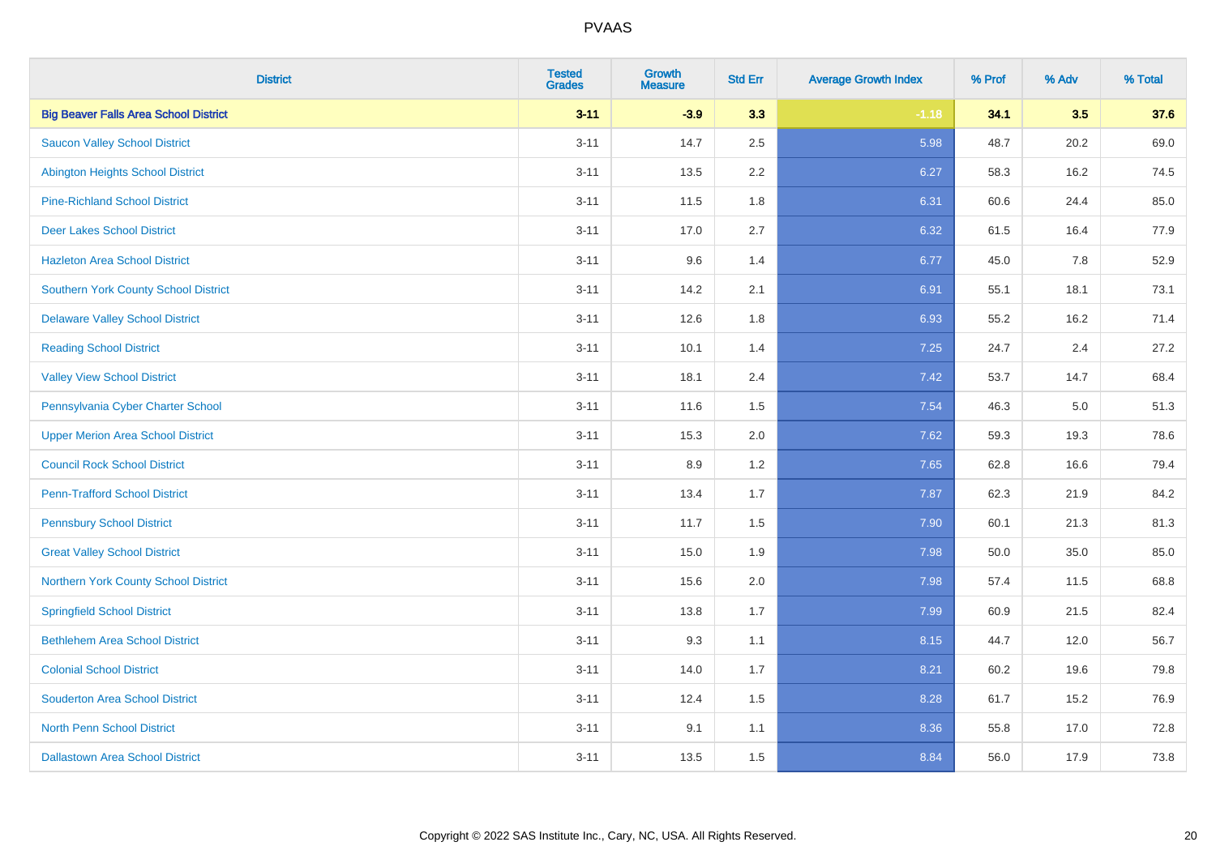# PVAAS

| District | Tested Grades | Growth Measure | Std Err | Average Growth Index | % Prof | % Adv | % Total |
|---|---|---|---|---|---|---|---|
| **Big Beaver Falls Area School District** | **3-11** | **-3.9** | **3.3** | **-1.18** | **34.1** | **3.5** | **37.6** |
| Saucon Valley School District | 3-11 | 14.7 | 2.5 | 5.98 | 48.7 | 20.2 | 69.0 |
| Abington Heights School District | 3-11 | 13.5 | 2.2 | 6.27 | 58.3 | 16.2 | 74.5 |
| Pine-Richland School District | 3-11 | 11.5 | 1.8 | 6.31 | 60.6 | 24.4 | 85.0 |
| Deer Lakes School District | 3-11 | 17.0 | 2.7 | 6.32 | 61.5 | 16.4 | 77.9 |
| Hazleton Area School District | 3-11 | 9.6 | 1.4 | 6.77 | 45.0 | 7.8 | 52.9 |
| Southern York County School District | 3-11 | 14.2 | 2.1 | 6.91 | 55.1 | 18.1 | 73.1 |
| Delaware Valley School District | 3-11 | 12.6 | 1.8 | 6.93 | 55.2 | 16.2 | 71.4 |
| Reading School District | 3-11 | 10.1 | 1.4 | 7.25 | 24.7 | 2.4 | 27.2 |
| Valley View School District | 3-11 | 18.1 | 2.4 | 7.42 | 53.7 | 14.7 | 68.4 |
| Pennsylvania Cyber Charter School | 3-11 | 11.6 | 1.5 | 7.54 | 46.3 | 5.0 | 51.3 |
| Upper Merion Area School District | 3-11 | 15.3 | 2.0 | 7.62 | 59.3 | 19.3 | 78.6 |
| Council Rock School District | 3-11 | 8.9 | 1.2 | 7.65 | 62.8 | 16.6 | 79.4 |
| Penn-Trafford School District | 3-11 | 13.4 | 1.7 | 7.87 | 62.3 | 21.9 | 84.2 |
| Pennsbury School District | 3-11 | 11.7 | 1.5 | 7.90 | 60.1 | 21.3 | 81.3 |
| Great Valley School District | 3-11 | 15.0 | 1.9 | 7.98 | 50.0 | 35.0 | 85.0 |
| Northern York County School District | 3-11 | 15.6 | 2.0 | 7.98 | 57.4 | 11.5 | 68.8 |
| Springfield School District | 3-11 | 13.8 | 1.7 | 7.99 | 60.9 | 21.5 | 82.4 |
| Bethlehem Area School District | 3-11 | 9.3 | 1.1 | 8.15 | 44.7 | 12.0 | 56.7 |
| Colonial School District | 3-11 | 14.0 | 1.7 | 8.21 | 60.2 | 19.6 | 79.8 |
| Souderton Area School District | 3-11 | 12.4 | 1.5 | 8.28 | 61.7 | 15.2 | 76.9 |
| North Penn School District | 3-11 | 9.1 | 1.1 | 8.36 | 55.8 | 17.0 | 72.8 |
| Dallastown Area School District | 3-11 | 13.5 | 1.5 | 8.84 | 56.0 | 17.9 | 73.8 |

Copyright © 2022 SAS Institute Inc., Cary, NC, USA. All Rights Reserved.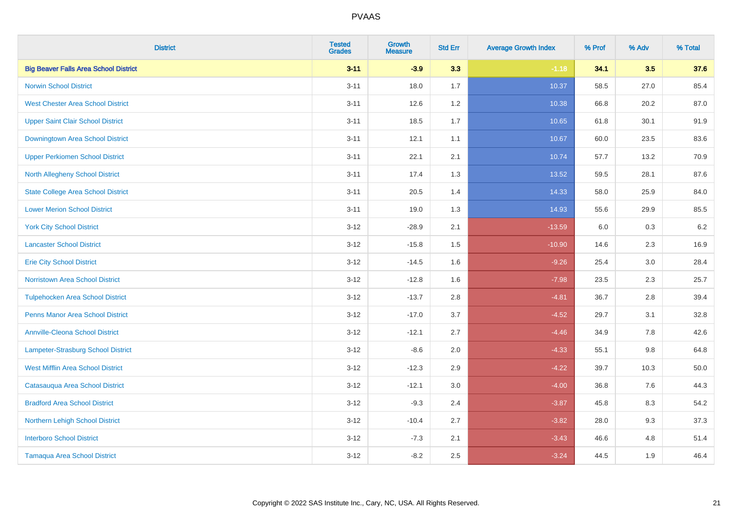# PVAAS

| District | Tested Grades | Growth Measure | Std Err | Average Growth Index | % Prof | % Adv | % Total |
|---|---|---|---|---|---|---|---|
| **Big Beaver Falls Area School District** | **3-11** | **-3.9** | **3.3** | **-1.18** | **34.1** | **3.5** | **37.6** |
| Norwin School District | 3-11 | 18.0 | 1.7 | 10.37 | 58.5 | 27.0 | 85.4 |
| West Chester Area School District | 3-11 | 12.6 | 1.2 | 10.38 | 66.8 | 20.2 | 87.0 |
| Upper Saint Clair School District | 3-11 | 18.5 | 1.7 | 10.65 | 61.8 | 30.1 | 91.9 |
| Downingtown Area School District | 3-11 | 12.1 | 1.1 | 10.67 | 60.0 | 23.5 | 83.6 |
| Upper Perkiomen School District | 3-11 | 22.1 | 2.1 | 10.74 | 57.7 | 13.2 | 70.9 |
| North Allegheny School District | 3-11 | 17.4 | 1.3 | 13.52 | 59.5 | 28.1 | 87.6 |
| State College Area School District | 3-11 | 20.5 | 1.4 | 14.33 | 58.0 | 25.9 | 84.0 |
| Lower Merion School District | 3-11 | 19.0 | 1.3 | 14.93 | 55.6 | 29.9 | 85.5 |
| York City School District | 3-12 | -28.9 | 2.1 | -13.59 | 6.0 | 0.3 | 6.2 |
| Lancaster School District | 3-12 | -15.8 | 1.5 | -10.90 | 14.6 | 2.3 | 16.9 |
| Erie City School District | 3-12 | -14.5 | 1.6 | -9.26 | 25.4 | 3.0 | 28.4 |
| Norristown Area School District | 3-12 | -12.8 | 1.6 | -7.98 | 23.5 | 2.3 | 25.7 |
| Tulpehocken Area School District | 3-12 | -13.7 | 2.8 | -4.81 | 36.7 | 2.8 | 39.4 |
| Penns Manor Area School District | 3-12 | -17.0 | 3.7 | -4.52 | 29.7 | 3.1 | 32.8 |
| Annville-Cleona School District | 3-12 | -12.1 | 2.7 | -4.46 | 34.9 | 7.8 | 42.6 |
| Lampeter-Strasburg School District | 3-12 | -8.6 | 2.0 | -4.33 | 55.1 | 9.8 | 64.8 |
| West Mifflin Area School District | 3-12 | -12.3 | 2.9 | -4.22 | 39.7 | 10.3 | 50.0 |
| Catasauqua Area School District | 3-12 | -12.1 | 3.0 | -4.00 | 36.8 | 7.6 | 44.3 |
| Bradford Area School District | 3-12 | -9.3 | 2.4 | -3.87 | 45.8 | 8.3 | 54.2 |
| Northern Lehigh School District | 3-12 | -10.4 | 2.7 | -3.82 | 28.0 | 9.3 | 37.3 |
| Interboro School District | 3-12 | -7.3 | 2.1 | -3.43 | 46.6 | 4.8 | 51.4 |
| Tamaqua Area School District | 3-12 | -8.2 | 2.5 | -3.24 | 44.5 | 1.9 | 46.4 |

Copyright © 2022 SAS Institute Inc., Cary, NC, USA. All Rights Reserved.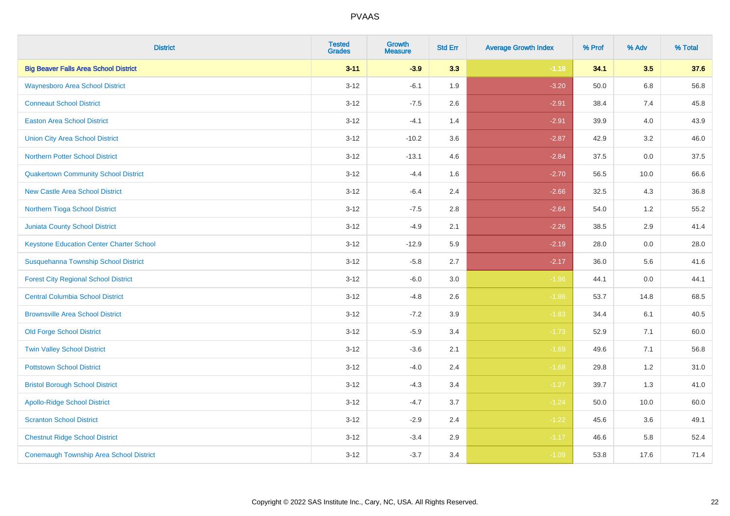# PVAAS

| District | Tested Grades | Growth Measure | Std Err | Average Growth Index | % Prof | % Adv | % Total |
|---|---|---|---|---|---|---|---|
| **Big Beaver Falls Area School District** | **3-11** | **-3.9** | **3.3** | **-1.18** | **34.1** | **3.5** | **37.6** |
| Waynesboro Area School District | 3-12 | -6.1 | 1.9 | -3.20 | 50.0 | 6.8 | 56.8 |
| Conneaut School District | 3-12 | -7.5 | 2.6 | -2.91 | 38.4 | 7.4 | 45.8 |
| Easton Area School District | 3-12 | -4.1 | 1.4 | -2.91 | 39.9 | 4.0 | 43.9 |
| Union City Area School District | 3-12 | -10.2 | 3.6 | -2.87 | 42.9 | 3.2 | 46.0 |
| Northern Potter School District | 3-12 | -13.1 | 4.6 | -2.84 | 37.5 | 0.0 | 37.5 |
| Quakertown Community School District | 3-12 | -4.4 | 1.6 | -2.70 | 56.5 | 10.0 | 66.6 |
| New Castle Area School District | 3-12 | -6.4 | 2.4 | -2.66 | 32.5 | 4.3 | 36.8 |
| Northern Tioga School District | 3-12 | -7.5 | 2.8 | -2.64 | 54.0 | 1.2 | 55.2 |
| Juniata County School District | 3-12 | -4.9 | 2.1 | -2.26 | 38.5 | 2.9 | 41.4 |
| Keystone Education Center Charter School | 3-12 | -12.9 | 5.9 | -2.19 | 28.0 | 0.0 | 28.0 |
| Susquehanna Township School District | 3-12 | -5.8 | 2.7 | -2.17 | 36.0 | 5.6 | 41.6 |
| Forest City Regional School District | 3-12 | -6.0 | 3.0 | -1.96 | 44.1 | 0.0 | 44.1 |
| Central Columbia School District | 3-12 | -4.8 | 2.6 | -1.86 | 53.7 | 14.8 | 68.5 |
| Brownsville Area School District | 3-12 | -7.2 | 3.9 | -1.83 | 34.4 | 6.1 | 40.5 |
| Old Forge School District | 3-12 | -5.9 | 3.4 | -1.73 | 52.9 | 7.1 | 60.0 |
| Twin Valley School District | 3-12 | -3.6 | 2.1 | -1.69 | 49.6 | 7.1 | 56.8 |
| Pottstown School District | 3-12 | -4.0 | 2.4 | -1.68 | 29.8 | 1.2 | 31.0 |
| Bristol Borough School District | 3-12 | -4.3 | 3.4 | -1.27 | 39.7 | 1.3 | 41.0 |
| Apollo-Ridge School District | 3-12 | -4.7 | 3.7 | -1.24 | 50.0 | 10.0 | 60.0 |
| Scranton School District | 3-12 | -2.9 | 2.4 | -1.22 | 45.6 | 3.6 | 49.1 |
| Chestnut Ridge School District | 3-12 | -3.4 | 2.9 | -1.17 | 46.6 | 5.8 | 52.4 |
| Conemaugh Township Area School District | 3-12 | -3.7 | 3.4 | -1.09 | 53.8 | 17.6 | 71.4 |

Copyright © 2022 SAS Institute Inc., Cary, NC, USA. All Rights Reserved.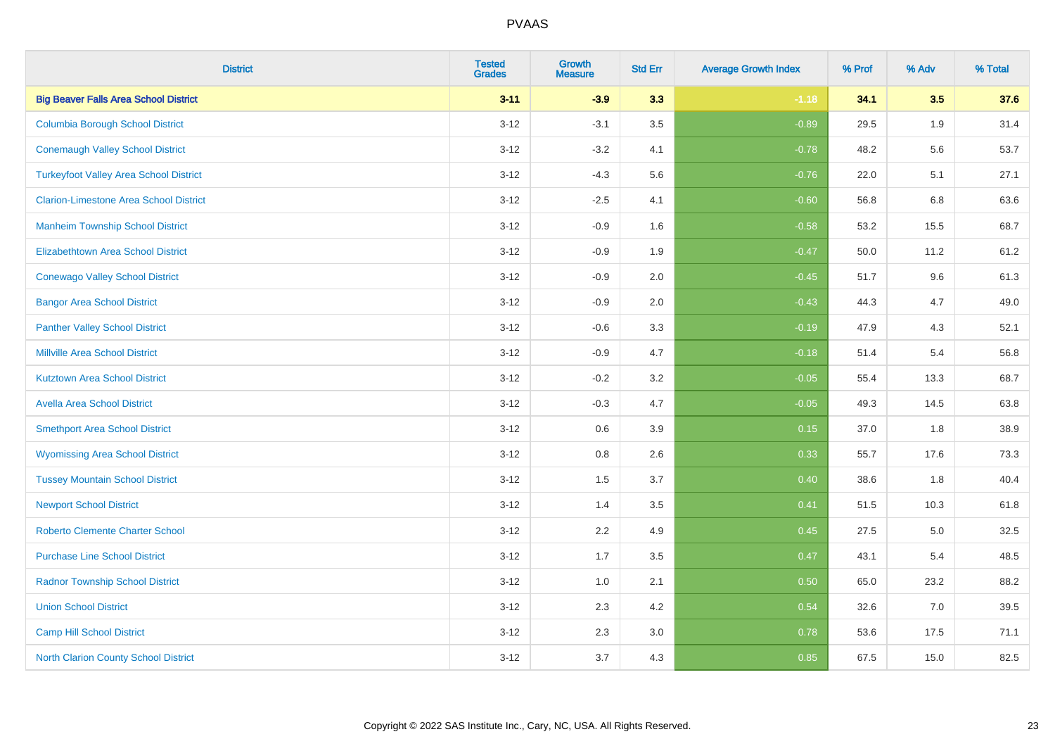| District | Tested Grades | Growth Measure | Std Err | Average Growth Index | % Prof | % Adv | % Total |
|---|---|---|---|---|---|---|---|
| **Big Beaver Falls Area School District** | **3-11** | **-3.9** | **3.3** | **-1.18** | **34.1** | **3.5** | **37.6** |
| Columbia Borough School District | 3-12 | -3.1 | 3.5 | -0.89 | 29.5 | 1.9 | 31.4 |
| Conemaugh Valley School District | 3-12 | -3.2 | 4.1 | -0.78 | 48.2 | 5.6 | 53.7 |
| Turkeyfoot Valley Area School District | 3-12 | -4.3 | 5.6 | -0.76 | 22.0 | 5.1 | 27.1 |
| Clarion-Limestone Area School District | 3-12 | -2.5 | 4.1 | -0.60 | 56.8 | 6.8 | 63.6 |
| Manheim Township School District | 3-12 | -0.9 | 1.6 | -0.58 | 53.2 | 15.5 | 68.7 |
| Elizabethtown Area School District | 3-12 | -0.9 | 1.9 | -0.47 | 50.0 | 11.2 | 61.2 |
| Conewago Valley School District | 3-12 | -0.9 | 2.0 | -0.45 | 51.7 | 9.6 | 61.3 |
| Bangor Area School District | 3-12 | -0.9 | 2.0 | -0.43 | 44.3 | 4.7 | 49.0 |
| Panther Valley School District | 3-12 | -0.6 | 3.3 | -0.19 | 47.9 | 4.3 | 52.1 |
| Millville Area School District | 3-12 | -0.9 | 4.7 | -0.18 | 51.4 | 5.4 | 56.8 |
| Kutztown Area School District | 3-12 | -0.2 | 3.2 | -0.05 | 55.4 | 13.3 | 68.7 |
| Avella Area School District | 3-12 | -0.3 | 4.7 | -0.05 | 49.3 | 14.5 | 63.8 |
| Smethport Area School District | 3-12 | 0.6 | 3.9 | 0.15 | 37.0 | 1.8 | 38.9 |
| Wyomissing Area School District | 3-12 | 0.8 | 2.6 | 0.33 | 55.7 | 17.6 | 73.3 |
| Tussey Mountain School District | 3-12 | 1.5 | 3.7 | 0.40 | 38.6 | 1.8 | 40.4 |
| Newport School District | 3-12 | 1.4 | 3.5 | 0.41 | 51.5 | 10.3 | 61.8 |
| Roberto Clemente Charter School | 3-12 | 2.2 | 4.9 | 0.45 | 27.5 | 5.0 | 32.5 |
| Purchase Line School District | 3-12 | 1.7 | 3.5 | 0.47 | 43.1 | 5.4 | 48.5 |
| Radnor Township School District | 3-12 | 1.0 | 2.1 | 0.50 | 65.0 | 23.2 | 88.2 |
| Union School District | 3-12 | 2.3 | 4.2 | 0.54 | 32.6 | 7.0 | 39.5 |
| Camp Hill School District | 3-12 | 2.3 | 3.0 | 0.78 | 53.6 | 17.5 | 71.1 |
| North Clarion County School District | 3-12 | 3.7 | 4.3 | 0.85 | 67.5 | 15.0 | 82.5 |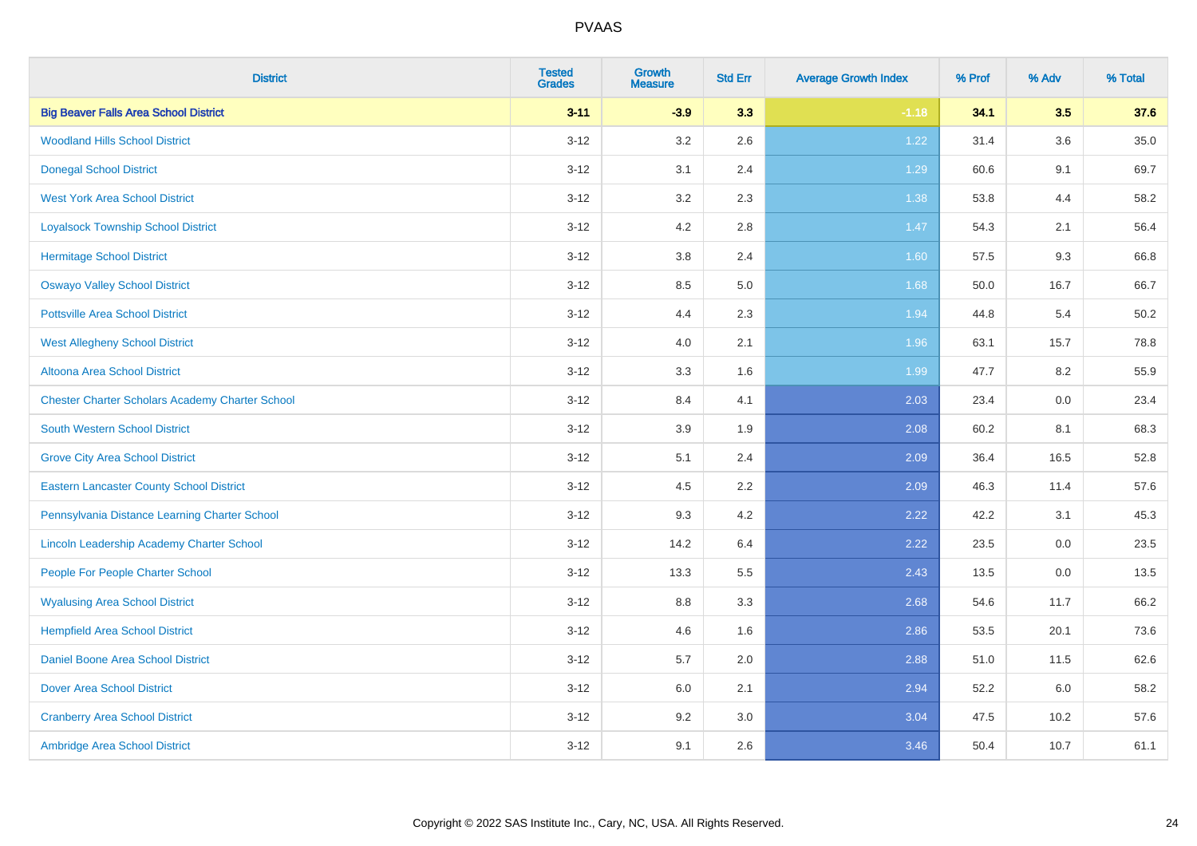# PVAAS

| District | Tested Grades | Growth Measure | Std Err | Average Growth Index | % Prof | % Adv | % Total |
|---|---|---|---|---|---|---|---|
| **Big Beaver Falls Area School District** | **3-11** | **-3.9** | **3.3** | **-1.18** | **34.1** | **3.5** | **37.6** |
| Woodland Hills School District | 3-12 | 3.2 | 2.6 | 1.22 | 31.4 | 3.6 | 35.0 |
| Donegal School District | 3-12 | 3.1 | 2.4 | 1.29 | 60.6 | 9.1 | 69.7 |
| West York Area School District | 3-12 | 3.2 | 2.3 | 1.38 | 53.8 | 4.4 | 58.2 |
| Loyalsock Township School District | 3-12 | 4.2 | 2.8 | 1.47 | 54.3 | 2.1 | 56.4 |
| Hermitage School District | 3-12 | 3.8 | 2.4 | 1.60 | 57.5 | 9.3 | 66.8 |
| Oswayo Valley School District | 3-12 | 8.5 | 5.0 | 1.68 | 50.0 | 16.7 | 66.7 |
| Pottsville Area School District | 3-12 | 4.4 | 2.3 | 1.94 | 44.8 | 5.4 | 50.2 |
| West Allegheny School District | 3-12 | 4.0 | 2.1 | 1.96 | 63.1 | 15.7 | 78.8 |
| Altoona Area School District | 3-12 | 3.3 | 1.6 | 1.99 | 47.7 | 8.2 | 55.9 |
| Chester Charter Scholars Academy Charter School | 3-12 | 8.4 | 4.1 | 2.03 | 23.4 | 0.0 | 23.4 |
| South Western School District | 3-12 | 3.9 | 1.9 | 2.08 | 60.2 | 8.1 | 68.3 |
| Grove City Area School District | 3-12 | 5.1 | 2.4 | 2.09 | 36.4 | 16.5 | 52.8 |
| Eastern Lancaster County School District | 3-12 | 4.5 | 2.2 | 2.09 | 46.3 | 11.4 | 57.6 |
| Pennsylvania Distance Learning Charter School | 3-12 | 9.3 | 4.2 | 2.22 | 42.2 | 3.1 | 45.3 |
| Lincoln Leadership Academy Charter School | 3-12 | 14.2 | 6.4 | 2.22 | 23.5 | 0.0 | 23.5 |
| People For People Charter School | 3-12 | 13.3 | 5.5 | 2.43 | 13.5 | 0.0 | 13.5 |
| Wyalusing Area School District | 3-12 | 8.8 | 3.3 | 2.68 | 54.6 | 11.7 | 66.2 |
| Hempfield Area School District | 3-12 | 4.6 | 1.6 | 2.86 | 53.5 | 20.1 | 73.6 |
| Daniel Boone Area School District | 3-12 | 5.7 | 2.0 | 2.88 | 51.0 | 11.5 | 62.6 |
| Dover Area School District | 3-12 | 6.0 | 2.1 | 2.94 | 52.2 | 6.0 | 58.2 |
| Cranberry Area School District | 3-12 | 9.2 | 3.0 | 3.04 | 47.5 | 10.2 | 57.6 |
| Ambridge Area School District | 3-12 | 9.1 | 2.6 | 3.46 | 50.4 | 10.7 | 61.1 |

Copyright © 2022 SAS Institute Inc., Cary, NC, USA. All Rights Reserved.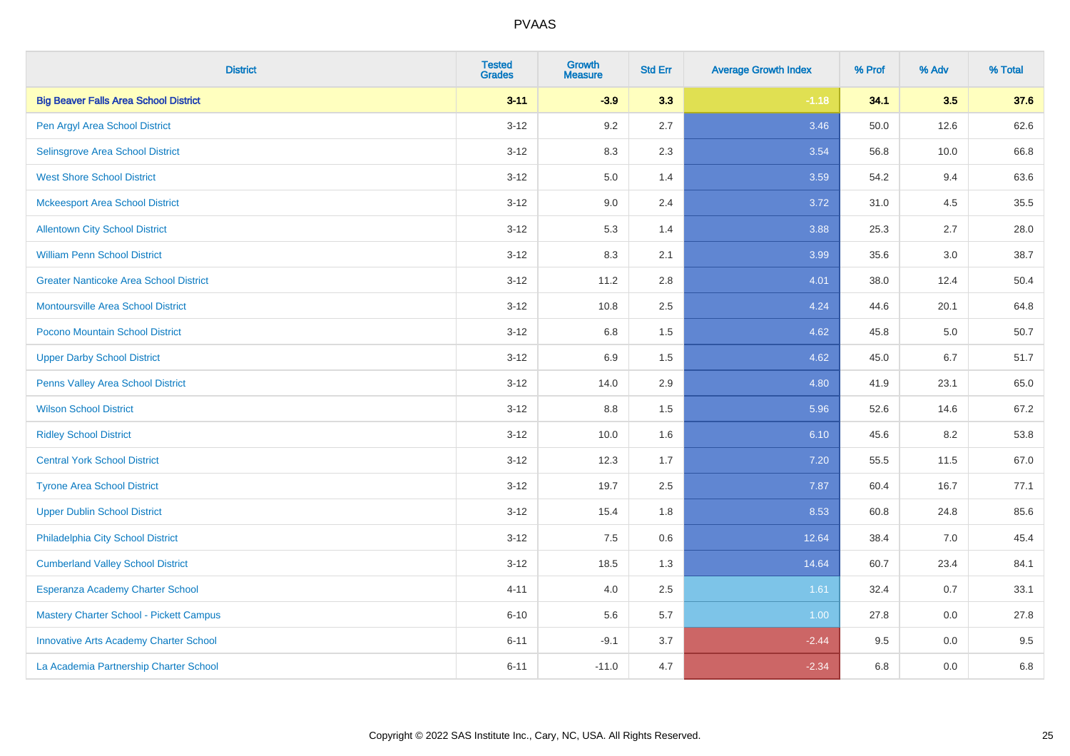# PVAAS

| District | Tested Grades | Growth Measure | Std Err | Average Growth Index | % Prof | % Adv | % Total |
|---|---|---|---|---|---|---|---|
| **Big Beaver Falls Area School District** | **3-11** | **-3.9** | **3.3** | **-1.18** | **34.1** | **3.5** | **37.6** |
| Pen Argyl Area School District | 3-12 | 9.2 | 2.7 | 3.46 | 50.0 | 12.6 | 62.6 |
| Selinsgrove Area School District | 3-12 | 8.3 | 2.3 | 3.54 | 56.8 | 10.0 | 66.8 |
| West Shore School District | 3-12 | 5.0 | 1.4 | 3.59 | 54.2 | 9.4 | 63.6 |
| Mckeesport Area School District | 3-12 | 9.0 | 2.4 | 3.72 | 31.0 | 4.5 | 35.5 |
| Allentown City School District | 3-12 | 5.3 | 1.4 | 3.88 | 25.3 | 2.7 | 28.0 |
| William Penn School District | 3-12 | 8.3 | 2.1 | 3.99 | 35.6 | 3.0 | 38.7 |
| Greater Nanticoke Area School District | 3-12 | 11.2 | 2.8 | 4.01 | 38.0 | 12.4 | 50.4 |
| Montoursville Area School District | 3-12 | 10.8 | 2.5 | 4.24 | 44.6 | 20.1 | 64.8 |
| Pocono Mountain School District | 3-12 | 6.8 | 1.5 | 4.62 | 45.8 | 5.0 | 50.7 |
| Upper Darby School District | 3-12 | 6.9 | 1.5 | 4.62 | 45.0 | 6.7 | 51.7 |
| Penns Valley Area School District | 3-12 | 14.0 | 2.9 | 4.80 | 41.9 | 23.1 | 65.0 |
| Wilson School District | 3-12 | 8.8 | 1.5 | 5.96 | 52.6 | 14.6 | 67.2 |
| Ridley School District | 3-12 | 10.0 | 1.6 | 6.10 | 45.6 | 8.2 | 53.8 |
| Central York School District | 3-12 | 12.3 | 1.7 | 7.20 | 55.5 | 11.5 | 67.0 |
| Tyrone Area School District | 3-12 | 19.7 | 2.5 | 7.87 | 60.4 | 16.7 | 77.1 |
| Upper Dublin School District | 3-12 | 15.4 | 1.8 | 8.53 | 60.8 | 24.8 | 85.6 |
| Philadelphia City School District | 3-12 | 7.5 | 0.6 | 12.64 | 38.4 | 7.0 | 45.4 |
| Cumberland Valley School District | 3-12 | 18.5 | 1.3 | 14.64 | 60.7 | 23.4 | 84.1 |
| Esperanza Academy Charter School | 4-11 | 4.0 | 2.5 | 1.61 | 32.4 | 0.7 | 33.1 |
| Mastery Charter School - Pickett Campus | 6-10 | 5.6 | 5.7 | 1.00 | 27.8 | 0.0 | 27.8 |
| Innovative Arts Academy Charter School | 6-11 | -9.1 | 3.7 | -2.44 | 9.5 | 0.0 | 9.5 |
| La Academia Partnership Charter School | 6-11 | -11.0 | 4.7 | -2.34 | 6.8 | 0.0 | 6.8 |

Copyright © 2022 SAS Institute Inc., Cary, NC, USA. All Rights Reserved.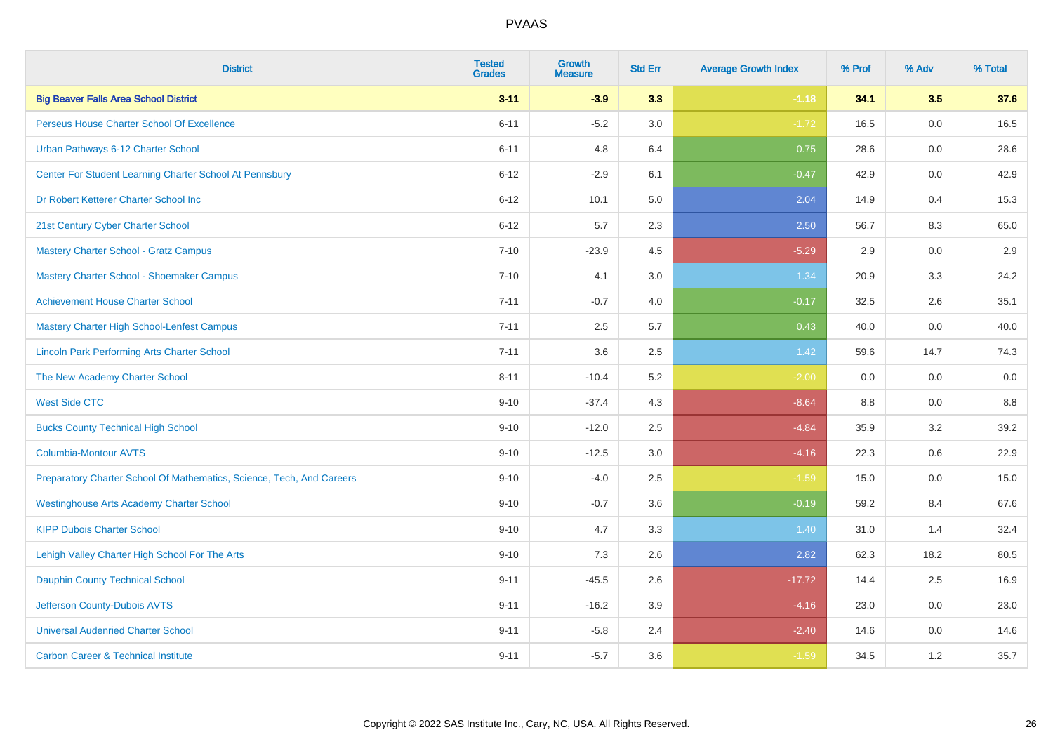# PVAAS

| District | Tested Grades | Growth Measure | Std Err | Average Growth Index | % Prof | % Adv | % Total |
|---|---|---|---|---|---|---|---|
| **Big Beaver Falls Area School District** | **3-11** | **-3.9** | **3.3** | **-1.18** | **34.1** | **3.5** | **37.6** |
| Perseus House Charter School Of Excellence | 6-11 | -5.2 | 3.0 | -1.72 | 16.5 | 0.0 | 16.5 |
| Urban Pathways 6-12 Charter School | 6-11 | 4.8 | 6.4 | 0.75 | 28.6 | 0.0 | 28.6 |
| Center For Student Learning Charter School At Pennsbury | 6-12 | -2.9 | 6.1 | -0.47 | 42.9 | 0.0 | 42.9 |
| Dr Robert Ketterer Charter School Inc | 6-12 | 10.1 | 5.0 | 2.04 | 14.9 | 0.4 | 15.3 |
| 21st Century Cyber Charter School | 6-12 | 5.7 | 2.3 | 2.50 | 56.7 | 8.3 | 65.0 |
| Mastery Charter School - Gratz Campus | 7-10 | -23.9 | 4.5 | -5.29 | 2.9 | 0.0 | 2.9 |
| Mastery Charter School - Shoemaker Campus | 7-10 | 4.1 | 3.0 | 1.34 | 20.9 | 3.3 | 24.2 |
| Achievement House Charter School | 7-11 | -0.7 | 4.0 | -0.17 | 32.5 | 2.6 | 35.1 |
| Mastery Charter High School-Lenfest Campus | 7-11 | 2.5 | 5.7 | 0.43 | 40.0 | 0.0 | 40.0 |
| Lincoln Park Performing Arts Charter School | 7-11 | 3.6 | 2.5 | 1.42 | 59.6 | 14.7 | 74.3 |
| The New Academy Charter School | 8-11 | -10.4 | 5.2 | -2.00 | 0.0 | 0.0 | 0.0 |
| West Side CTC | 9-10 | -37.4 | 4.3 | -8.64 | 8.8 | 0.0 | 8.8 |
| Bucks County Technical High School | 9-10 | -12.0 | 2.5 | -4.84 | 35.9 | 3.2 | 39.2 |
| Columbia-Montour AVTS | 9-10 | -12.5 | 3.0 | -4.16 | 22.3 | 0.6 | 22.9 |
| Preparatory Charter School Of Mathematics, Science, Tech, And Careers | 9-10 | -4.0 | 2.5 | -1.59 | 15.0 | 0.0 | 15.0 |
| Westinghouse Arts Academy Charter School | 9-10 | -0.7 | 3.6 | -0.19 | 59.2 | 8.4 | 67.6 |
| KIPP Dubois Charter School | 9-10 | 4.7 | 3.3 | 1.40 | 31.0 | 1.4 | 32.4 |
| Lehigh Valley Charter High School For The Arts | 9-10 | 7.3 | 2.6 | 2.82 | 62.3 | 18.2 | 80.5 |
| Dauphin County Technical School | 9-11 | -45.5 | 2.6 | -17.72 | 14.4 | 2.5 | 16.9 |
| Jefferson County-Dubois AVTS | 9-11 | -16.2 | 3.9 | -4.16 | 23.0 | 0.0 | 23.0 |
| Universal Audenried Charter School | 9-11 | -5.8 | 2.4 | -2.40 | 14.6 | 0.0 | 14.6 |
| Carbon Career & Technical Institute | 9-11 | -5.7 | 3.6 | -1.59 | 34.5 | 1.2 | 35.7 |

Copyright © 2022 SAS Institute Inc., Cary, NC, USA. All Rights Reserved.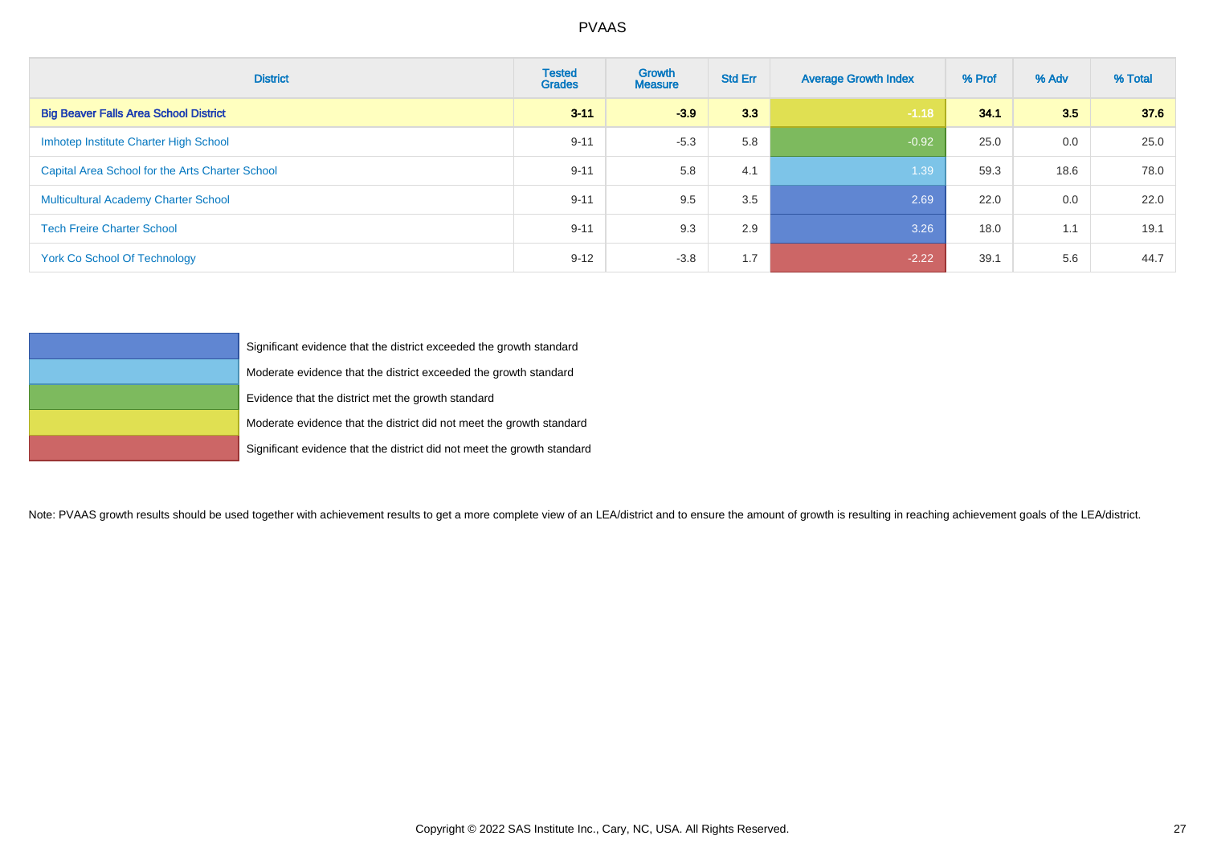# PVAAS

| District | Tested Grades | Growth Measure | Std Err | Average Growth Index | % Prof | % Adv | % Total |
|---|---|---|---|---|---|---|---|
| **Big Beaver Falls Area School District** | **3-11** | **-3.9** | **3.3** | **-1.18** | **34.1** | **3.5** | **37.6** |
| Imhotep Institute Charter High School | 9-11 | -5.3 | 5.8 | -0.92 | 25.0 | 0.0 | 25.0 |
| Capital Area School for the Arts Charter School | 9-11 | 5.8 | 4.1 | 1.39 | 59.3 | 18.6 | 78.0 |
| Multicultural Academy Charter School | 9-11 | 9.5 | 3.5 | 2.69 | 22.0 | 0.0 | 22.0 |
| Tech Freire Charter School | 9-11 | 9.3 | 2.9 | 3.26 | 18.0 | 1.1 | 19.1 |
| York Co School Of Technology | 9-12 | -3.8 | 1.7 | -2.22 | 39.1 | 5.6 | 44.7 |

Significant evidence that the district exceeded the growth standard

Moderate evidence that the district exceeded the growth standard

Evidence that the district met the growth standard

Moderate evidence that the district did not meet the growth standard

Significant evidence that the district did not meet the growth standard

Note: PVAAS growth results should be used together with achievement results to get a more complete view of an LEA/district and to ensure the amount of growth is resulting in reaching achievement goals of the LEA/district.

Copyright © 2022 SAS Institute Inc., Cary, NC, USA. All Rights Reserved.